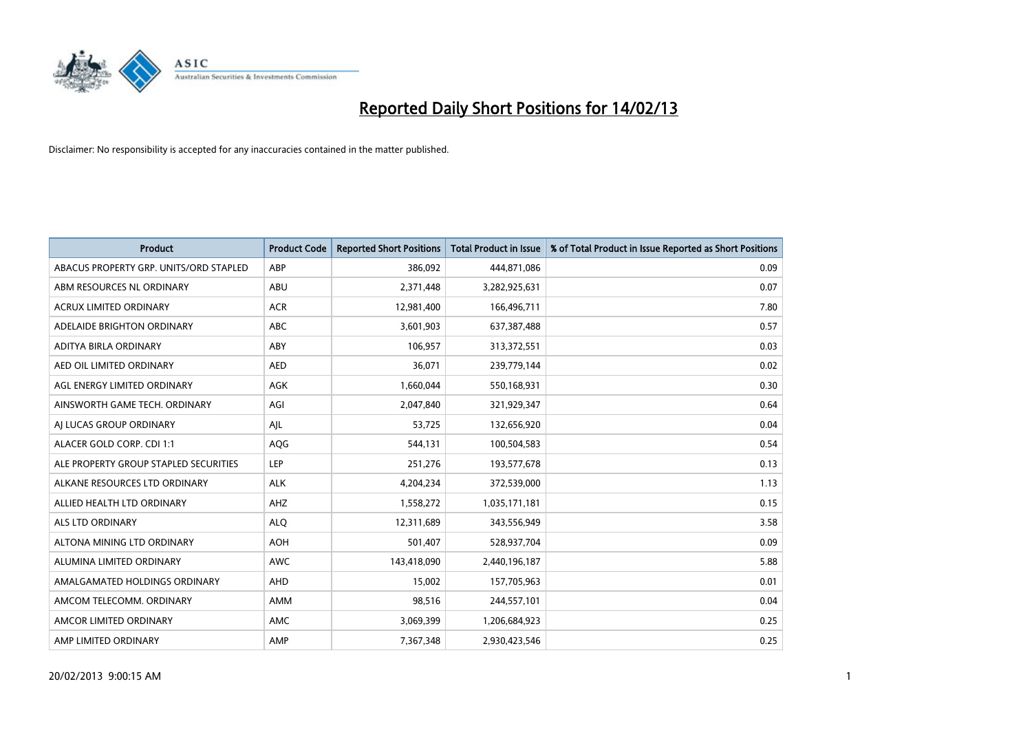# Reported Daily Short Positions for 14/02/13

Disclaimer: No responsibility is accepted for any inaccuracies contained in the matter published.

| Product | Product Code | Reported Short Positions | Total Product in Issue | % of Total Product in Issue Reported as Short Positions |
|---|---|---|---|---|
| ABACUS PROPERTY GRP. UNITS/ORD STAPLED | ABP | 386,092 | 444,871,086 | 0.09 |
| ABM RESOURCES NL ORDINARY | ABU | 2,371,448 | 3,282,925,631 | 0.07 |
| ACRUX LIMITED ORDINARY | ACR | 12,981,400 | 166,496,711 | 7.80 |
| ADELAIDE BRIGHTON ORDINARY | ABC | 3,601,903 | 637,387,488 | 0.57 |
| ADITYA BIRLA ORDINARY | ABY | 106,957 | 313,372,551 | 0.03 |
| AED OIL LIMITED ORDINARY | AED | 36,071 | 239,779,144 | 0.02 |
| AGL ENERGY LIMITED ORDINARY | AGK | 1,660,044 | 550,168,931 | 0.30 |
| AINSWORTH GAME TECH. ORDINARY | AGI | 2,047,840 | 321,929,347 | 0.64 |
| AJ LUCAS GROUP ORDINARY | AJL | 53,725 | 132,656,920 | 0.04 |
| ALACER GOLD CORP. CDI 1:1 | AQG | 544,131 | 100,504,583 | 0.54 |
| ALE PROPERTY GROUP STAPLED SECURITIES | LEP | 251,276 | 193,577,678 | 0.13 |
| ALKANE RESOURCES LTD ORDINARY | ALK | 4,204,234 | 372,539,000 | 1.13 |
| ALLIED HEALTH LTD ORDINARY | AHZ | 1,558,272 | 1,035,171,181 | 0.15 |
| ALS LTD ORDINARY | ALQ | 12,311,689 | 343,556,949 | 3.58 |
| ALTONA MINING LTD ORDINARY | AOH | 501,407 | 528,937,704 | 0.09 |
| ALUMINA LIMITED ORDINARY | AWC | 143,418,090 | 2,440,196,187 | 5.88 |
| AMALGAMATED HOLDINGS ORDINARY | AHD | 15,002 | 157,705,963 | 0.01 |
| AMCOM TELECOMM. ORDINARY | AMM | 98,516 | 244,557,101 | 0.04 |
| AMCOR LIMITED ORDINARY | AMC | 3,069,399 | 1,206,684,923 | 0.25 |
| AMP LIMITED ORDINARY | AMP | 7,367,348 | 2,930,423,546 | 0.25 |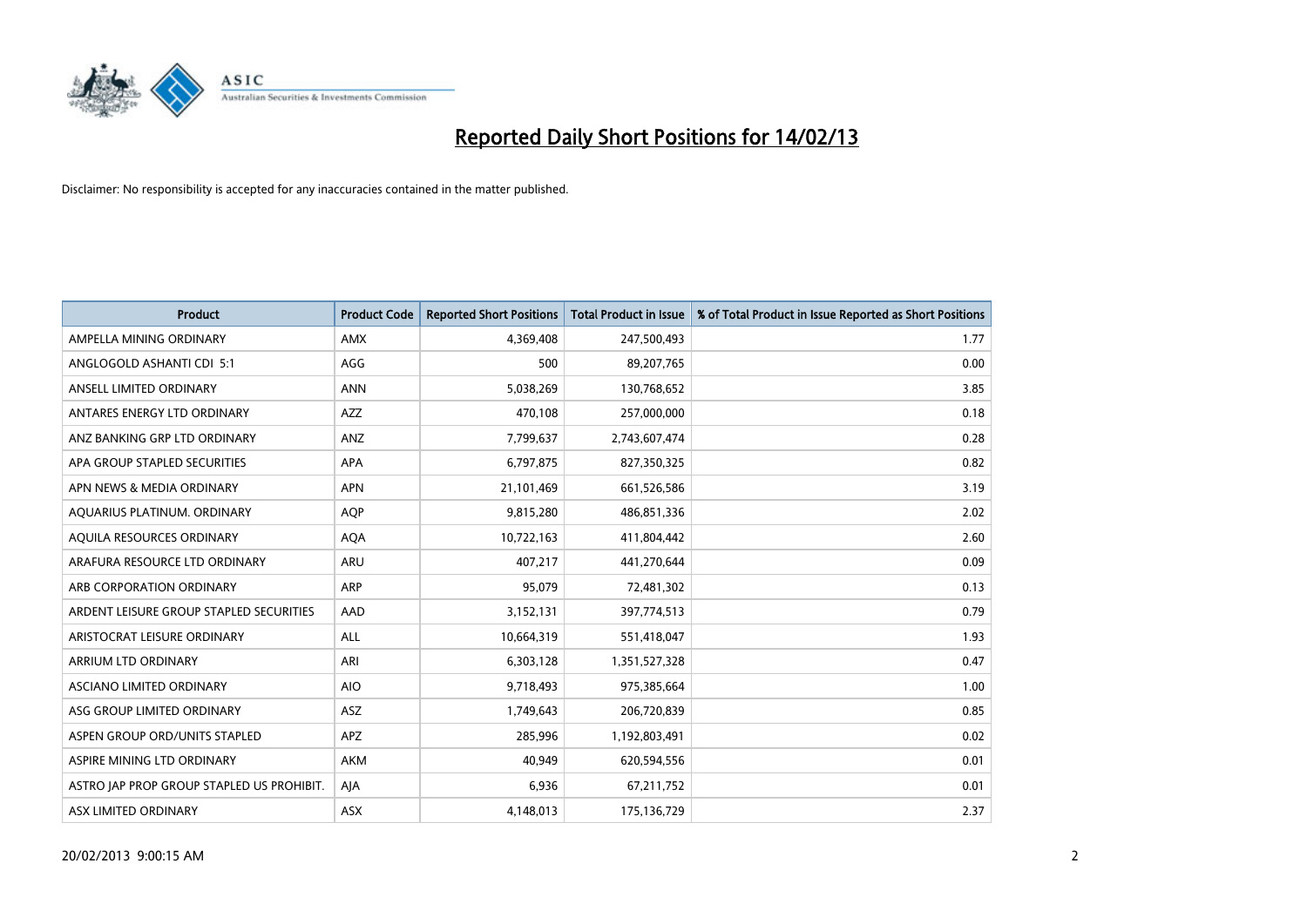# Reported Daily Short Positions for 14/02/13

Disclaimer: No responsibility is accepted for any inaccuracies contained in the matter published.

| Product | Product Code | Reported Short Positions | Total Product in Issue | % of Total Product in Issue Reported as Short Positions |
|---|---|---|---|---|
| AMPELLA MINING ORDINARY | AMX | 4,369,408 | 247,500,493 | 1.77 |
| ANGLOGOLD ASHANTI CDI 5:1 | AGG | 500 | 89,207,765 | 0.00 |
| ANSELL LIMITED ORDINARY | ANN | 5,038,269 | 130,768,652 | 3.85 |
| ANTARES ENERGY LTD ORDINARY | AZZ | 470,108 | 257,000,000 | 0.18 |
| ANZ BANKING GRP LTD ORDINARY | ANZ | 7,799,637 | 2,743,607,474 | 0.28 |
| APA GROUP STAPLED SECURITIES | APA | 6,797,875 | 827,350,325 | 0.82 |
| APN NEWS & MEDIA ORDINARY | APN | 21,101,469 | 661,526,586 | 3.19 |
| AQUARIUS PLATINUM. ORDINARY | AQP | 9,815,280 | 486,851,336 | 2.02 |
| AQUILA RESOURCES ORDINARY | AQA | 10,722,163 | 411,804,442 | 2.60 |
| ARAFURA RESOURCE LTD ORDINARY | ARU | 407,217 | 441,270,644 | 0.09 |
| ARB CORPORATION ORDINARY | ARP | 95,079 | 72,481,302 | 0.13 |
| ARDENT LEISURE GROUP STAPLED SECURITIES | AAD | 3,152,131 | 397,774,513 | 0.79 |
| ARISTOCRAT LEISURE ORDINARY | ALL | 10,664,319 | 551,418,047 | 1.93 |
| ARRIUM LTD ORDINARY | ARI | 6,303,128 | 1,351,527,328 | 0.47 |
| ASCIANO LIMITED ORDINARY | AIO | 9,718,493 | 975,385,664 | 1.00 |
| ASG GROUP LIMITED ORDINARY | ASZ | 1,749,643 | 206,720,839 | 0.85 |
| ASPEN GROUP ORD/UNITS STAPLED | APZ | 285,996 | 1,192,803,491 | 0.02 |
| ASPIRE MINING LTD ORDINARY | AKM | 40,949 | 620,594,556 | 0.01 |
| ASTRO JAP PROP GROUP STAPLED US PROHIBIT. | AJA | 6,936 | 67,211,752 | 0.01 |
| ASX LIMITED ORDINARY | ASX | 4,148,013 | 175,136,729 | 2.37 |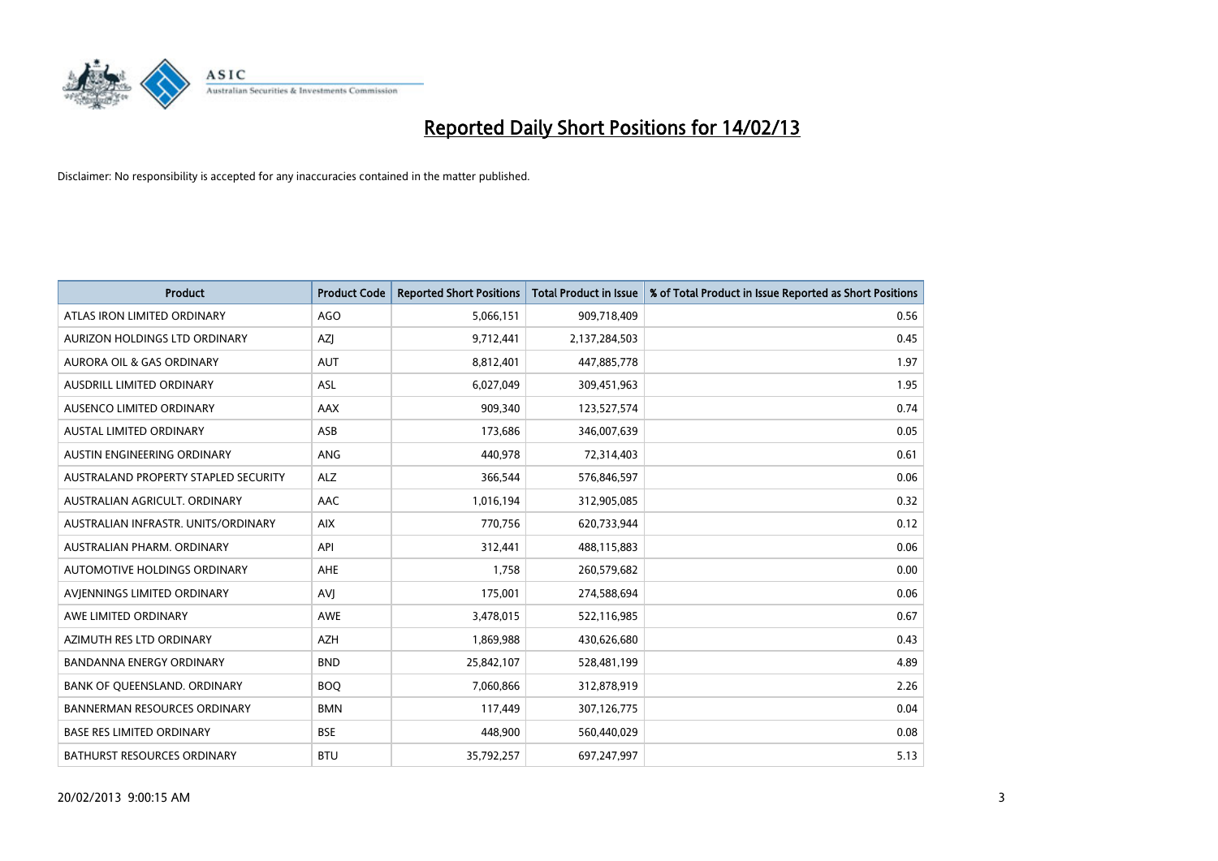# Reported Daily Short Positions for 14/02/13

Disclaimer: No responsibility is accepted for any inaccuracies contained in the matter published.

| Product | Product Code | Reported Short Positions | Total Product in Issue | % of Total Product in Issue Reported as Short Positions |
|---|---|---|---|---|
| ATLAS IRON LIMITED ORDINARY | AGO | 5,066,151 | 909,718,409 | 0.56 |
| AURIZON HOLDINGS LTD ORDINARY | AZJ | 9,712,441 | 2,137,284,503 | 0.45 |
| AURORA OIL & GAS ORDINARY | AUT | 8,812,401 | 447,885,778 | 1.97 |
| AUSDRILL LIMITED ORDINARY | ASL | 6,027,049 | 309,451,963 | 1.95 |
| AUSENCO LIMITED ORDINARY | AAX | 909,340 | 123,527,574 | 0.74 |
| AUSTAL LIMITED ORDINARY | ASB | 173,686 | 346,007,639 | 0.05 |
| AUSTIN ENGINEERING ORDINARY | ANG | 440,978 | 72,314,403 | 0.61 |
| AUSTRALAND PROPERTY STAPLED SECURITY | ALZ | 366,544 | 576,846,597 | 0.06 |
| AUSTRALIAN AGRICULT. ORDINARY | AAC | 1,016,194 | 312,905,085 | 0.32 |
| AUSTRALIAN INFRASTR. UNITS/ORDINARY | AIX | 770,756 | 620,733,944 | 0.12 |
| AUSTRALIAN PHARM. ORDINARY | API | 312,441 | 488,115,883 | 0.06 |
| AUTOMOTIVE HOLDINGS ORDINARY | AHE | 1,758 | 260,579,682 | 0.00 |
| AVJENNINGS LIMITED ORDINARY | AVJ | 175,001 | 274,588,694 | 0.06 |
| AWE LIMITED ORDINARY | AWE | 3,478,015 | 522,116,985 | 0.67 |
| AZIMUTH RES LTD ORDINARY | AZH | 1,869,988 | 430,626,680 | 0.43 |
| BANDANNA ENERGY ORDINARY | BND | 25,842,107 | 528,481,199 | 4.89 |
| BANK OF QUEENSLAND. ORDINARY | BOQ | 7,060,866 | 312,878,919 | 2.26 |
| BANNERMAN RESOURCES ORDINARY | BMN | 117,449 | 307,126,775 | 0.04 |
| BASE RES LIMITED ORDINARY | BSE | 448,900 | 560,440,029 | 0.08 |
| BATHURST RESOURCES ORDINARY | BTU | 35,792,257 | 697,247,997 | 5.13 |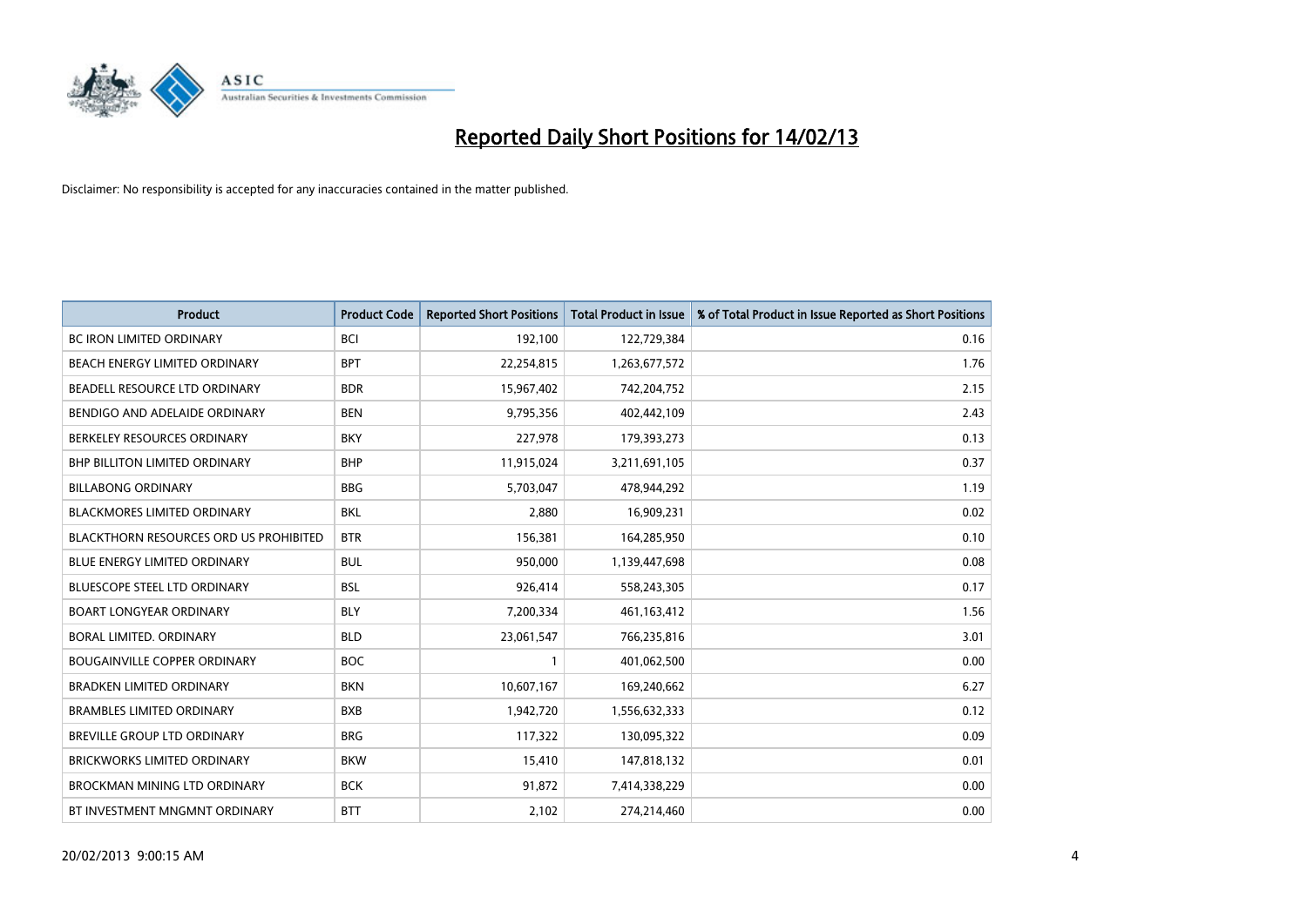# Reported Daily Short Positions for 14/02/13

Disclaimer: No responsibility is accepted for any inaccuracies contained in the matter published.

| Product | Product Code | Reported Short Positions | Total Product in Issue | % of Total Product in Issue Reported as Short Positions |
|---|---|---|---|---|
| BC IRON LIMITED ORDINARY | BCI | 192,100 | 122,729,384 | 0.16 |
| BEACH ENERGY LIMITED ORDINARY | BPT | 22,254,815 | 1,263,677,572 | 1.76 |
| BEADELL RESOURCE LTD ORDINARY | BDR | 15,967,402 | 742,204,752 | 2.15 |
| BENDIGO AND ADELAIDE ORDINARY | BEN | 9,795,356 | 402,442,109 | 2.43 |
| BERKELEY RESOURCES ORDINARY | BKY | 227,978 | 179,393,273 | 0.13 |
| BHP BILLITON LIMITED ORDINARY | BHP | 11,915,024 | 3,211,691,105 | 0.37 |
| BILLABONG ORDINARY | BBG | 5,703,047 | 478,944,292 | 1.19 |
| BLACKMORES LIMITED ORDINARY | BKL | 2,880 | 16,909,231 | 0.02 |
| BLACKTHORN RESOURCES ORD US PROHIBITED | BTR | 156,381 | 164,285,950 | 0.10 |
| BLUE ENERGY LIMITED ORDINARY | BUL | 950,000 | 1,139,447,698 | 0.08 |
| BLUESCOPE STEEL LTD ORDINARY | BSL | 926,414 | 558,243,305 | 0.17 |
| BOART LONGYEAR ORDINARY | BLY | 7,200,334 | 461,163,412 | 1.56 |
| BORAL LIMITED. ORDINARY | BLD | 23,061,547 | 766,235,816 | 3.01 |
| BOUGAINVILLE COPPER ORDINARY | BOC | 1 | 401,062,500 | 0.00 |
| BRADKEN LIMITED ORDINARY | BKN | 10,607,167 | 169,240,662 | 6.27 |
| BRAMBLES LIMITED ORDINARY | BXB | 1,942,720 | 1,556,632,333 | 0.12 |
| BREVILLE GROUP LTD ORDINARY | BRG | 117,322 | 130,095,322 | 0.09 |
| BRICKWORKS LIMITED ORDINARY | BKW | 15,410 | 147,818,132 | 0.01 |
| BROCKMAN MINING LTD ORDINARY | BCK | 91,872 | 7,414,338,229 | 0.00 |
| BT INVESTMENT MNGMNT ORDINARY | BTT | 2,102 | 274,214,460 | 0.00 |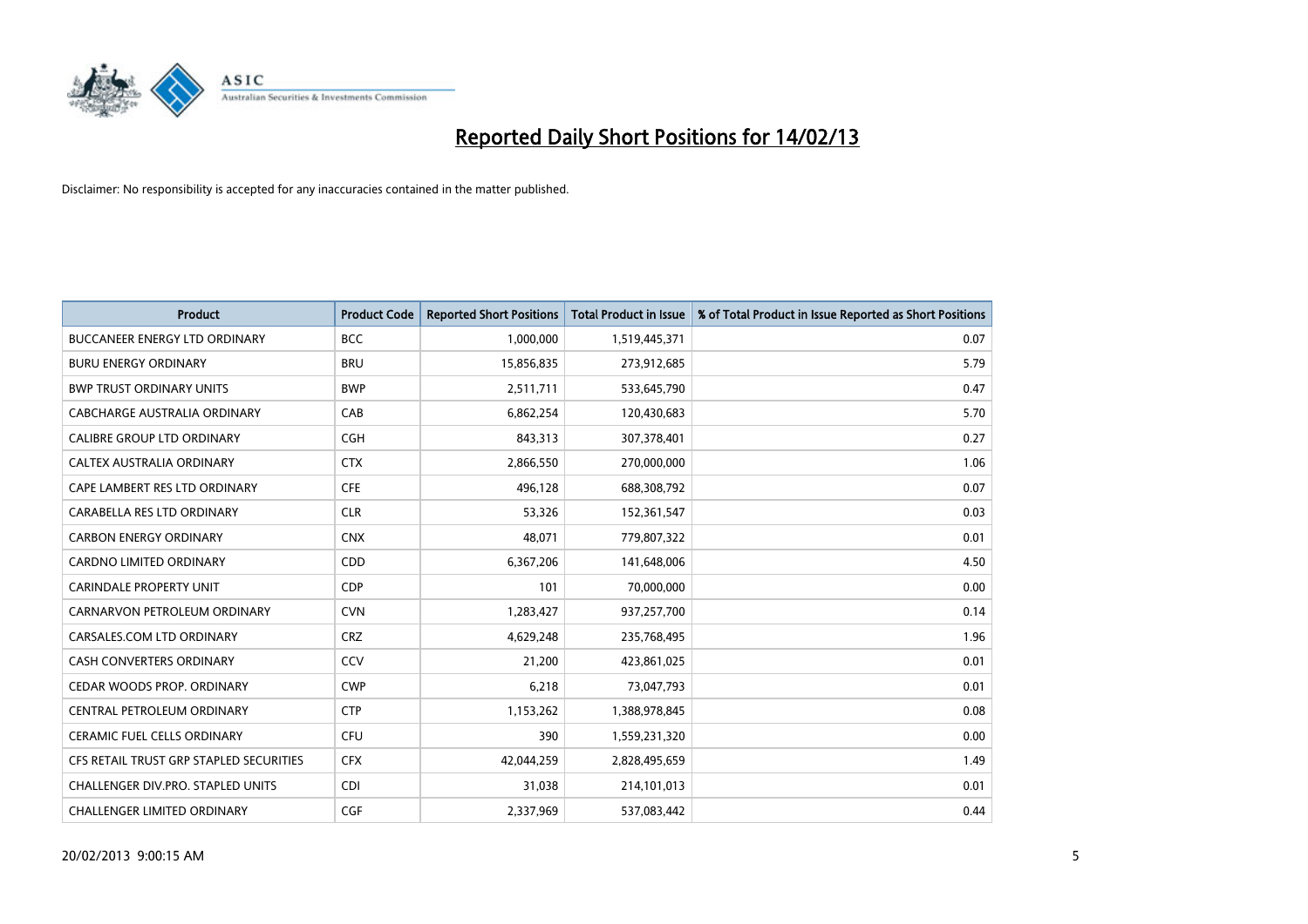# Reported Daily Short Positions for 14/02/13

Disclaimer: No responsibility is accepted for any inaccuracies contained in the matter published.

| Product | Product Code | Reported Short Positions | Total Product in Issue | % of Total Product in Issue Reported as Short Positions |
|---|---|---|---|---|
| BUCCANEER ENERGY LTD ORDINARY | BCC | 1,000,000 | 1,519,445,371 | 0.07 |
| BURU ENERGY ORDINARY | BRU | 15,856,835 | 273,912,685 | 5.79 |
| BWP TRUST ORDINARY UNITS | BWP | 2,511,711 | 533,645,790 | 0.47 |
| CABCHARGE AUSTRALIA ORDINARY | CAB | 6,862,254 | 120,430,683 | 5.70 |
| CALIBRE GROUP LTD ORDINARY | CGH | 843,313 | 307,378,401 | 0.27 |
| CALTEX AUSTRALIA ORDINARY | CTX | 2,866,550 | 270,000,000 | 1.06 |
| CAPE LAMBERT RES LTD ORDINARY | CFE | 496,128 | 688,308,792 | 0.07 |
| CARABELLA RES LTD ORDINARY | CLR | 53,326 | 152,361,547 | 0.03 |
| CARBON ENERGY ORDINARY | CNX | 48,071 | 779,807,322 | 0.01 |
| CARDNO LIMITED ORDINARY | CDD | 6,367,206 | 141,648,006 | 4.50 |
| CARINDALE PROPERTY UNIT | CDP | 101 | 70,000,000 | 0.00 |
| CARNARVON PETROLEUM ORDINARY | CVN | 1,283,427 | 937,257,700 | 0.14 |
| CARSALES.COM LTD ORDINARY | CRZ | 4,629,248 | 235,768,495 | 1.96 |
| CASH CONVERTERS ORDINARY | CCV | 21,200 | 423,861,025 | 0.01 |
| CEDAR WOODS PROP. ORDINARY | CWP | 6,218 | 73,047,793 | 0.01 |
| CENTRAL PETROLEUM ORDINARY | CTP | 1,153,262 | 1,388,978,845 | 0.08 |
| CERAMIC FUEL CELLS ORDINARY | CFU | 390 | 1,559,231,320 | 0.00 |
| CFS RETAIL TRUST GRP STAPLED SECURITIES | CFX | 42,044,259 | 2,828,495,659 | 1.49 |
| CHALLENGER DIV.PRO. STAPLED UNITS | CDI | 31,038 | 214,101,013 | 0.01 |
| CHALLENGER LIMITED ORDINARY | CGF | 2,337,969 | 537,083,442 | 0.44 |

20/02/2013 9:00:15 AM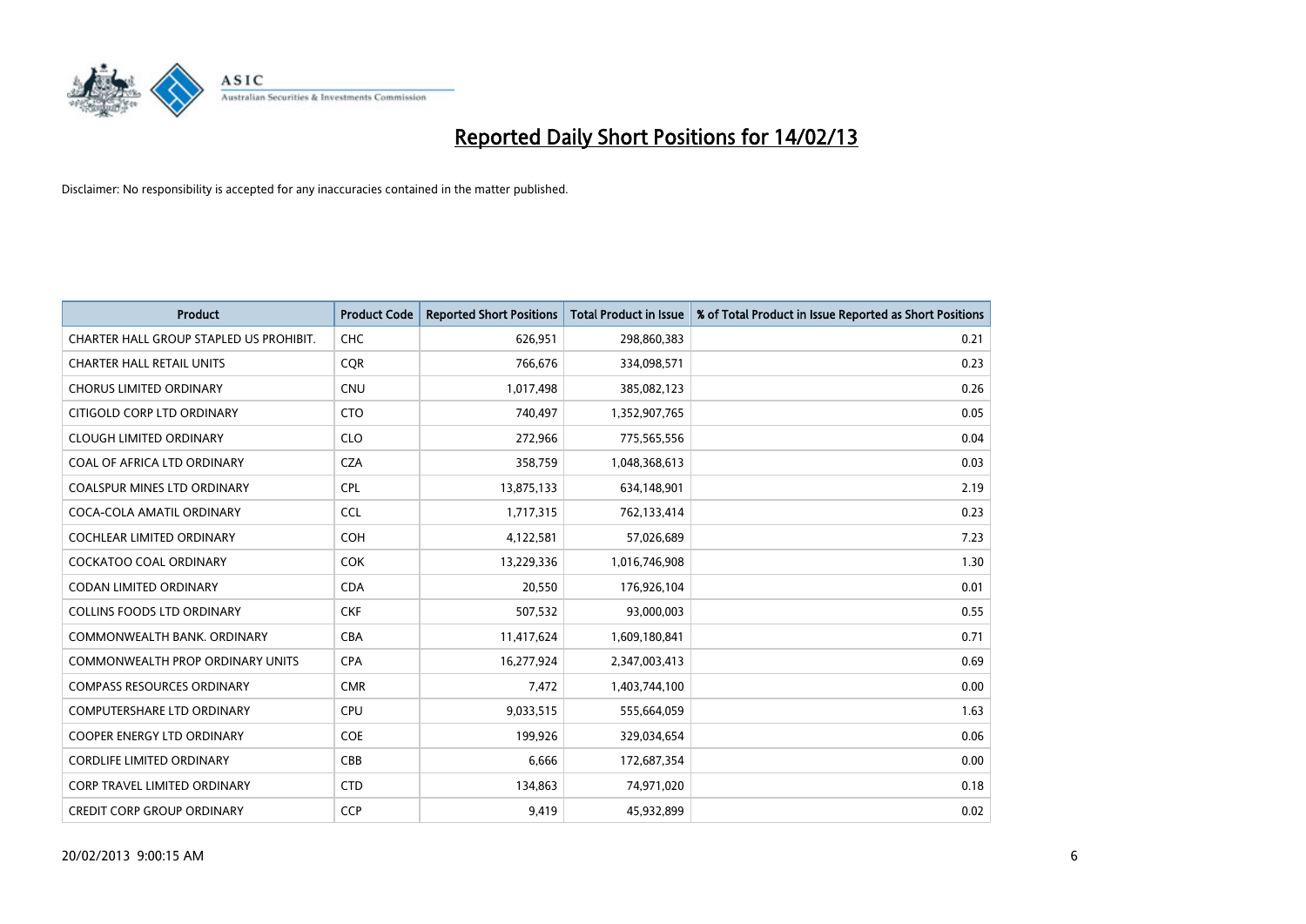# Reported Daily Short Positions for 14/02/13

Disclaimer: No responsibility is accepted for any inaccuracies contained in the matter published.

| Product | Product Code | Reported Short Positions | Total Product in Issue | % of Total Product in Issue Reported as Short Positions |
| --- | --- | --- | --- | --- |
| CHARTER HALL GROUP STAPLED US PROHIBIT. | CHC | 626,951 | 298,860,383 | 0.21 |
| CHARTER HALL RETAIL UNITS | CQR | 766,676 | 334,098,571 | 0.23 |
| CHORUS LIMITED ORDINARY | CNU | 1,017,498 | 385,082,123 | 0.26 |
| CITIGOLD CORP LTD ORDINARY | CTO | 740,497 | 1,352,907,765 | 0.05 |
| CLOUGH LIMITED ORDINARY | CLO | 272,966 | 775,565,556 | 0.04 |
| COAL OF AFRICA LTD ORDINARY | CZA | 358,759 | 1,048,368,613 | 0.03 |
| COALSPUR MINES LTD ORDINARY | CPL | 13,875,133 | 634,148,901 | 2.19 |
| COCA-COLA AMATIL ORDINARY | CCL | 1,717,315 | 762,133,414 | 0.23 |
| COCHLEAR LIMITED ORDINARY | COH | 4,122,581 | 57,026,689 | 7.23 |
| COCKATOO COAL ORDINARY | COK | 13,229,336 | 1,016,746,908 | 1.30 |
| CODAN LIMITED ORDINARY | CDA | 20,550 | 176,926,104 | 0.01 |
| COLLINS FOODS LTD ORDINARY | CKF | 507,532 | 93,000,003 | 0.55 |
| COMMONWEALTH BANK. ORDINARY | CBA | 11,417,624 | 1,609,180,841 | 0.71 |
| COMMONWEALTH PROP ORDINARY UNITS | CPA | 16,277,924 | 2,347,003,413 | 0.69 |
| COMPASS RESOURCES ORDINARY | CMR | 7,472 | 1,403,744,100 | 0.00 |
| COMPUTERSHARE LTD ORDINARY | CPU | 9,033,515 | 555,664,059 | 1.63 |
| COOPER ENERGY LTD ORDINARY | COE | 199,926 | 329,034,654 | 0.06 |
| CORDLIFE LIMITED ORDINARY | CBB | 6,666 | 172,687,354 | 0.00 |
| CORP TRAVEL LIMITED ORDINARY | CTD | 134,863 | 74,971,020 | 0.18 |
| CREDIT CORP GROUP ORDINARY | CCP | 9,419 | 45,932,899 | 0.02 |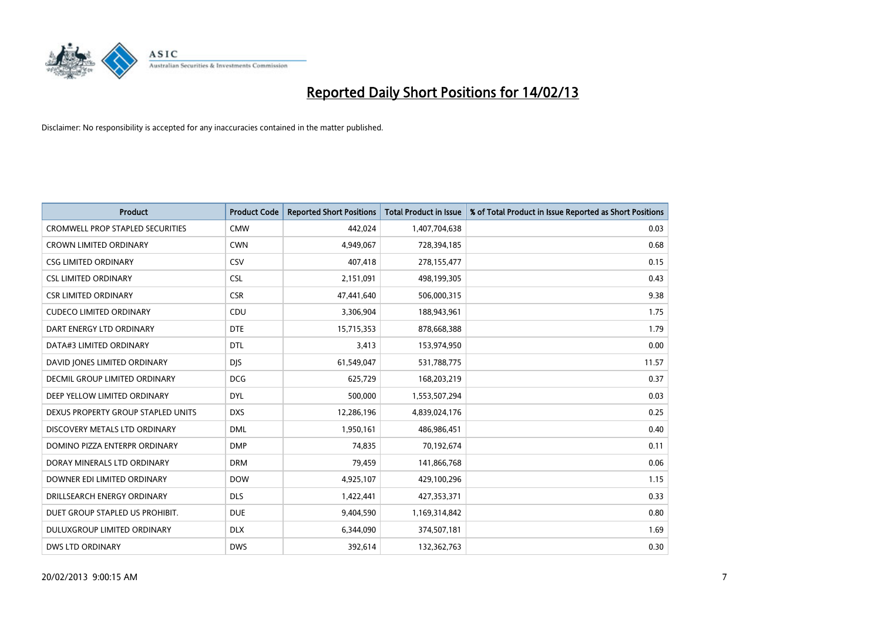# Reported Daily Short Positions for 14/02/13

Disclaimer: No responsibility is accepted for any inaccuracies contained in the matter published.

| Product | Product Code | Reported Short Positions | Total Product in Issue | % of Total Product in Issue Reported as Short Positions |
|---|---|---|---|---|
| CROMWELL PROP STAPLED SECURITIES | CMW | 442,024 | 1,407,704,638 | 0.03 |
| CROWN LIMITED ORDINARY | CWN | 4,949,067 | 728,394,185 | 0.68 |
| CSG LIMITED ORDINARY | CSV | 407,418 | 278,155,477 | 0.15 |
| CSL LIMITED ORDINARY | CSL | 2,151,091 | 498,199,305 | 0.43 |
| CSR LIMITED ORDINARY | CSR | 47,441,640 | 506,000,315 | 9.38 |
| CUDECO LIMITED ORDINARY | CDU | 3,306,904 | 188,943,961 | 1.75 |
| DART ENERGY LTD ORDINARY | DTE | 15,715,353 | 878,668,388 | 1.79 |
| DATA#3 LIMITED ORDINARY | DTL | 3,413 | 153,974,950 | 0.00 |
| DAVID JONES LIMITED ORDINARY | DJS | 61,549,047 | 531,788,775 | 11.57 |
| DECMIL GROUP LIMITED ORDINARY | DCG | 625,729 | 168,203,219 | 0.37 |
| DEEP YELLOW LIMITED ORDINARY | DYL | 500,000 | 1,553,507,294 | 0.03 |
| DEXUS PROPERTY GROUP STAPLED UNITS | DXS | 12,286,196 | 4,839,024,176 | 0.25 |
| DISCOVERY METALS LTD ORDINARY | DML | 1,950,161 | 486,986,451 | 0.40 |
| DOMINO PIZZA ENTERPR ORDINARY | DMP | 74,835 | 70,192,674 | 0.11 |
| DORAY MINERALS LTD ORDINARY | DRM | 79,459 | 141,866,768 | 0.06 |
| DOWNER EDI LIMITED ORDINARY | DOW | 4,925,107 | 429,100,296 | 1.15 |
| DRILLSEARCH ENERGY ORDINARY | DLS | 1,422,441 | 427,353,371 | 0.33 |
| DUET GROUP STAPLED US PROHIBIT. | DUE | 9,404,590 | 1,169,314,842 | 0.80 |
| DULUXGROUP LIMITED ORDINARY | DLX | 6,344,090 | 374,507,181 | 1.69 |
| DWS LTD ORDINARY | DWS | 392,614 | 132,362,763 | 0.30 |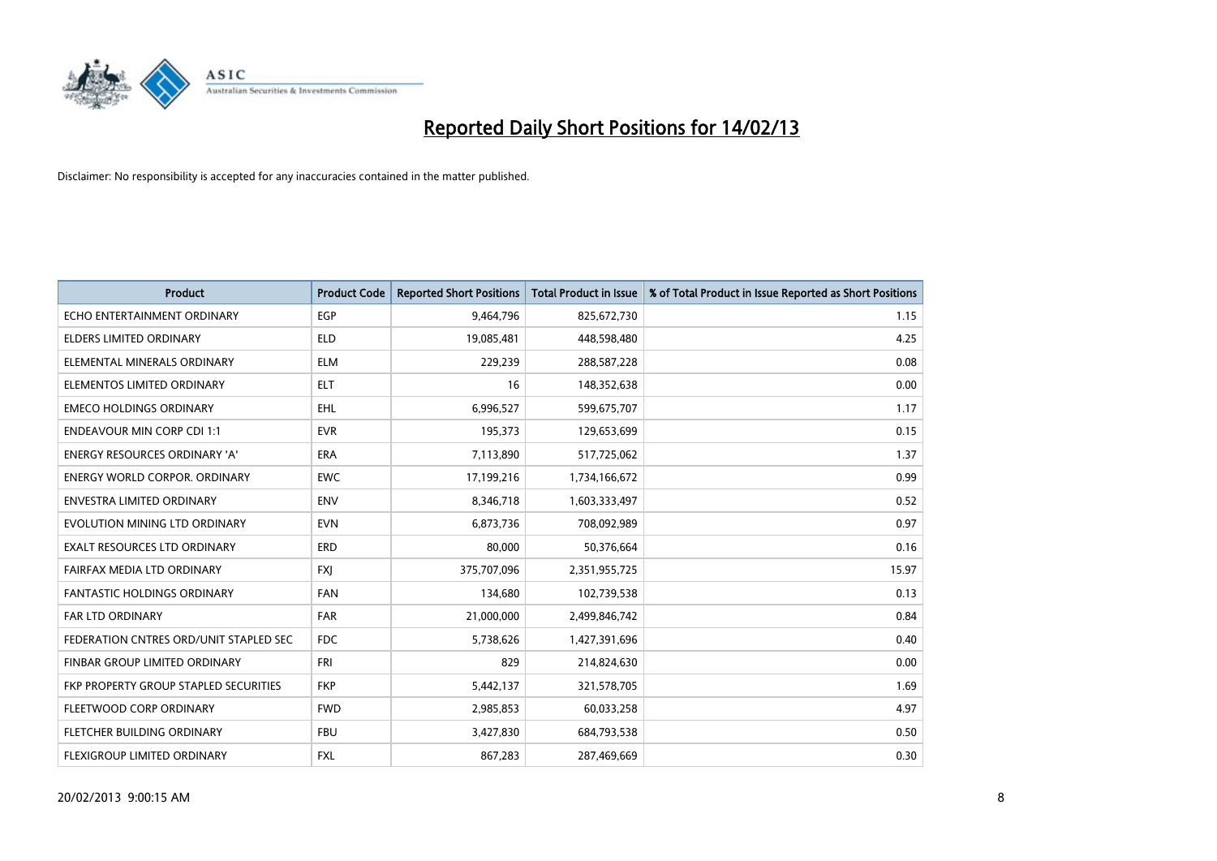# Reported Daily Short Positions for 14/02/13

Disclaimer: No responsibility is accepted for any inaccuracies contained in the matter published.

| Product | Product Code | Reported Short Positions | Total Product in Issue | % of Total Product in Issue Reported as Short Positions |
|---|---|---|---|---|
| ECHO ENTERTAINMENT ORDINARY | EGP | 9,464,796 | 825,672,730 | 1.15 |
| ELDERS LIMITED ORDINARY | ELD | 19,085,481 | 448,598,480 | 4.25 |
| ELEMENTAL MINERALS ORDINARY | ELM | 229,239 | 288,587,228 | 0.08 |
| ELEMENTOS LIMITED ORDINARY | ELT | 16 | 148,352,638 | 0.00 |
| EMECO HOLDINGS ORDINARY | EHL | 6,996,527 | 599,675,707 | 1.17 |
| ENDEAVOUR MIN CORP CDI 1:1 | EVR | 195,373 | 129,653,699 | 0.15 |
| ENERGY RESOURCES ORDINARY 'A' | ERA | 7,113,890 | 517,725,062 | 1.37 |
| ENERGY WORLD CORPOR. ORDINARY | EWC | 17,199,216 | 1,734,166,672 | 0.99 |
| ENVESTRA LIMITED ORDINARY | ENV | 8,346,718 | 1,603,333,497 | 0.52 |
| EVOLUTION MINING LTD ORDINARY | EVN | 6,873,736 | 708,092,989 | 0.97 |
| EXALT RESOURCES LTD ORDINARY | ERD | 80,000 | 50,376,664 | 0.16 |
| FAIRFAX MEDIA LTD ORDINARY | FXJ | 375,707,096 | 2,351,955,725 | 15.97 |
| FANTASTIC HOLDINGS ORDINARY | FAN | 134,680 | 102,739,538 | 0.13 |
| FAR LTD ORDINARY | FAR | 21,000,000 | 2,499,846,742 | 0.84 |
| FEDERATION CNTRES ORD/UNIT STAPLED SEC | FDC | 5,738,626 | 1,427,391,696 | 0.40 |
| FINBAR GROUP LIMITED ORDINARY | FRI | 829 | 214,824,630 | 0.00 |
| FKP PROPERTY GROUP STAPLED SECURITIES | FKP | 5,442,137 | 321,578,705 | 1.69 |
| FLEETWOOD CORP ORDINARY | FWD | 2,985,853 | 60,033,258 | 4.97 |
| FLETCHER BUILDING ORDINARY | FBU | 3,427,830 | 684,793,538 | 0.50 |
| FLEXIGROUP LIMITED ORDINARY | FXL | 867,283 | 287,469,669 | 0.30 |

20/02/2013 9:00:15 AM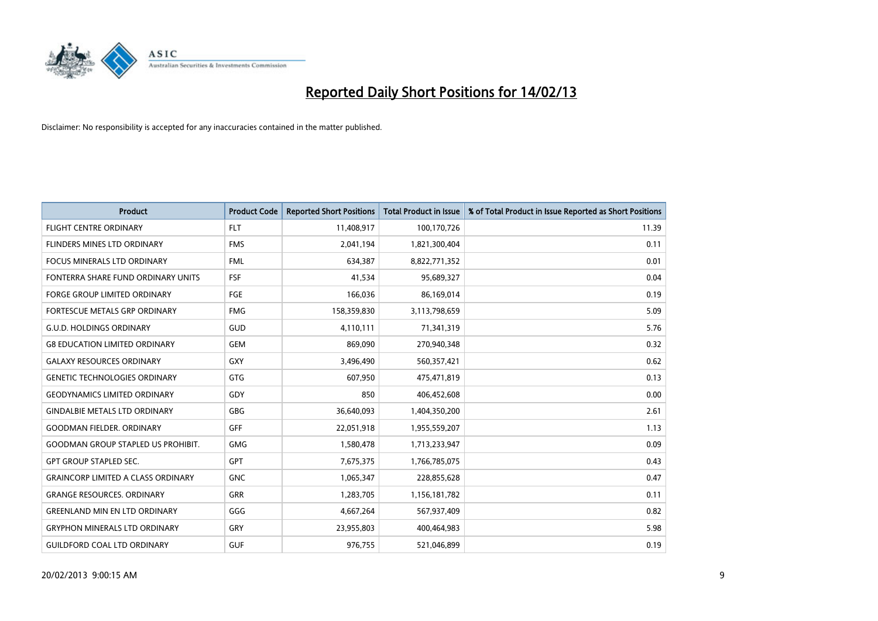# Reported Daily Short Positions for 14/02/13

Disclaimer: No responsibility is accepted for any inaccuracies contained in the matter published.

| Product | Product Code | Reported Short Positions | Total Product in Issue | % of Total Product in Issue Reported as Short Positions |
|---|---|---|---|---|
| FLIGHT CENTRE ORDINARY | FLT | 11,408,917 | 100,170,726 | 11.39 |
| FLINDERS MINES LTD ORDINARY | FMS | 2,041,194 | 1,821,300,404 | 0.11 |
| FOCUS MINERALS LTD ORDINARY | FML | 634,387 | 8,822,771,352 | 0.01 |
| FONTERRA SHARE FUND ORDINARY UNITS | FSF | 41,534 | 95,689,327 | 0.04 |
| FORGE GROUP LIMITED ORDINARY | FGE | 166,036 | 86,169,014 | 0.19 |
| FORTESCUE METALS GRP ORDINARY | FMG | 158,359,830 | 3,113,798,659 | 5.09 |
| G.U.D. HOLDINGS ORDINARY | GUD | 4,110,111 | 71,341,319 | 5.76 |
| G8 EDUCATION LIMITED ORDINARY | GEM | 869,090 | 270,940,348 | 0.32 |
| GALAXY RESOURCES ORDINARY | GXY | 3,496,490 | 560,357,421 | 0.62 |
| GENETIC TECHNOLOGIES ORDINARY | GTG | 607,950 | 475,471,819 | 0.13 |
| GEODYNAMICS LIMITED ORDINARY | GDY | 850 | 406,452,608 | 0.00 |
| GINDALBIE METALS LTD ORDINARY | GBG | 36,640,093 | 1,404,350,200 | 2.61 |
| GOODMAN FIELDER. ORDINARY | GFF | 22,051,918 | 1,955,559,207 | 1.13 |
| GOODMAN GROUP STAPLED US PROHIBIT. | GMG | 1,580,478 | 1,713,233,947 | 0.09 |
| GPT GROUP STAPLED SEC. | GPT | 7,675,375 | 1,766,785,075 | 0.43 |
| GRAINCORP LIMITED A CLASS ORDINARY | GNC | 1,065,347 | 228,855,628 | 0.47 |
| GRANGE RESOURCES. ORDINARY | GRR | 1,283,705 | 1,156,181,782 | 0.11 |
| GREENLAND MIN EN LTD ORDINARY | GGG | 4,667,264 | 567,937,409 | 0.82 |
| GRYPHON MINERALS LTD ORDINARY | GRY | 23,955,803 | 400,464,983 | 5.98 |
| GUILDFORD COAL LTD ORDINARY | GUF | 976,755 | 521,046,899 | 0.19 |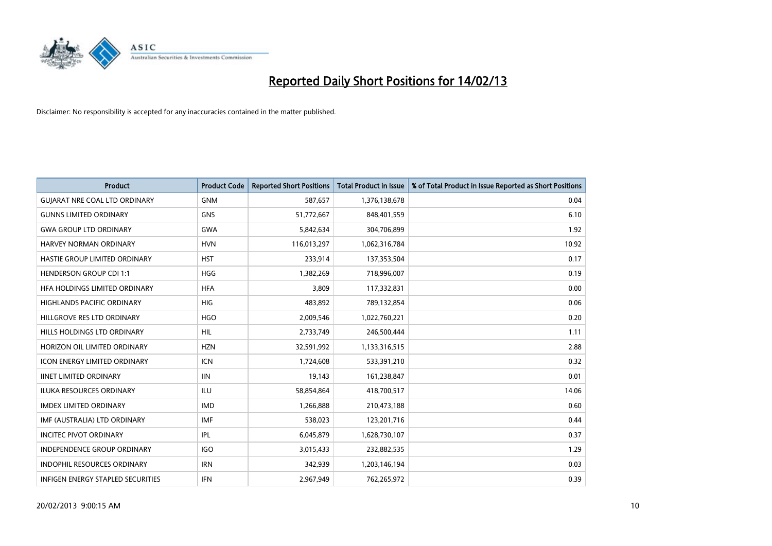# Reported Daily Short Positions for 14/02/13

Disclaimer: No responsibility is accepted for any inaccuracies contained in the matter published.

| Product | Product Code | Reported Short Positions | Total Product in Issue | % of Total Product in Issue Reported as Short Positions |
|---|---|---|---|---|
| GUJARAT NRE COAL LTD ORDINARY | GNM | 587,657 | 1,376,138,678 | 0.04 |
| GUNNS LIMITED ORDINARY | GNS | 51,772,667 | 848,401,559 | 6.10 |
| GWA GROUP LTD ORDINARY | GWA | 5,842,634 | 304,706,899 | 1.92 |
| HARVEY NORMAN ORDINARY | HVN | 116,013,297 | 1,062,316,784 | 10.92 |
| HASTIE GROUP LIMITED ORDINARY | HST | 233,914 | 137,353,504 | 0.17 |
| HENDERSON GROUP CDI 1:1 | HGG | 1,382,269 | 718,996,007 | 0.19 |
| HFA HOLDINGS LIMITED ORDINARY | HFA | 3,809 | 117,332,831 | 0.00 |
| HIGHLANDS PACIFIC ORDINARY | HIG | 483,892 | 789,132,854 | 0.06 |
| HILLGROVE RES LTD ORDINARY | HGO | 2,009,546 | 1,022,760,221 | 0.20 |
| HILLS HOLDINGS LTD ORDINARY | HIL | 2,733,749 | 246,500,444 | 1.11 |
| HORIZON OIL LIMITED ORDINARY | HZN | 32,591,992 | 1,133,316,515 | 2.88 |
| ICON ENERGY LIMITED ORDINARY | ICN | 1,724,608 | 533,391,210 | 0.32 |
| IINET LIMITED ORDINARY | IIN | 19,143 | 161,238,847 | 0.01 |
| ILUKA RESOURCES ORDINARY | ILU | 58,854,864 | 418,700,517 | 14.06 |
| IMDEX LIMITED ORDINARY | IMD | 1,266,888 | 210,473,188 | 0.60 |
| IMF (AUSTRALIA) LTD ORDINARY | IMF | 538,023 | 123,201,716 | 0.44 |
| INCITEC PIVOT ORDINARY | IPL | 6,045,879 | 1,628,730,107 | 0.37 |
| INDEPENDENCE GROUP ORDINARY | IGO | 3,015,433 | 232,882,535 | 1.29 |
| INDOPHIL RESOURCES ORDINARY | IRN | 342,939 | 1,203,146,194 | 0.03 |
| INFIGEN ENERGY STAPLED SECURITIES | IFN | 2,967,949 | 762,265,972 | 0.39 |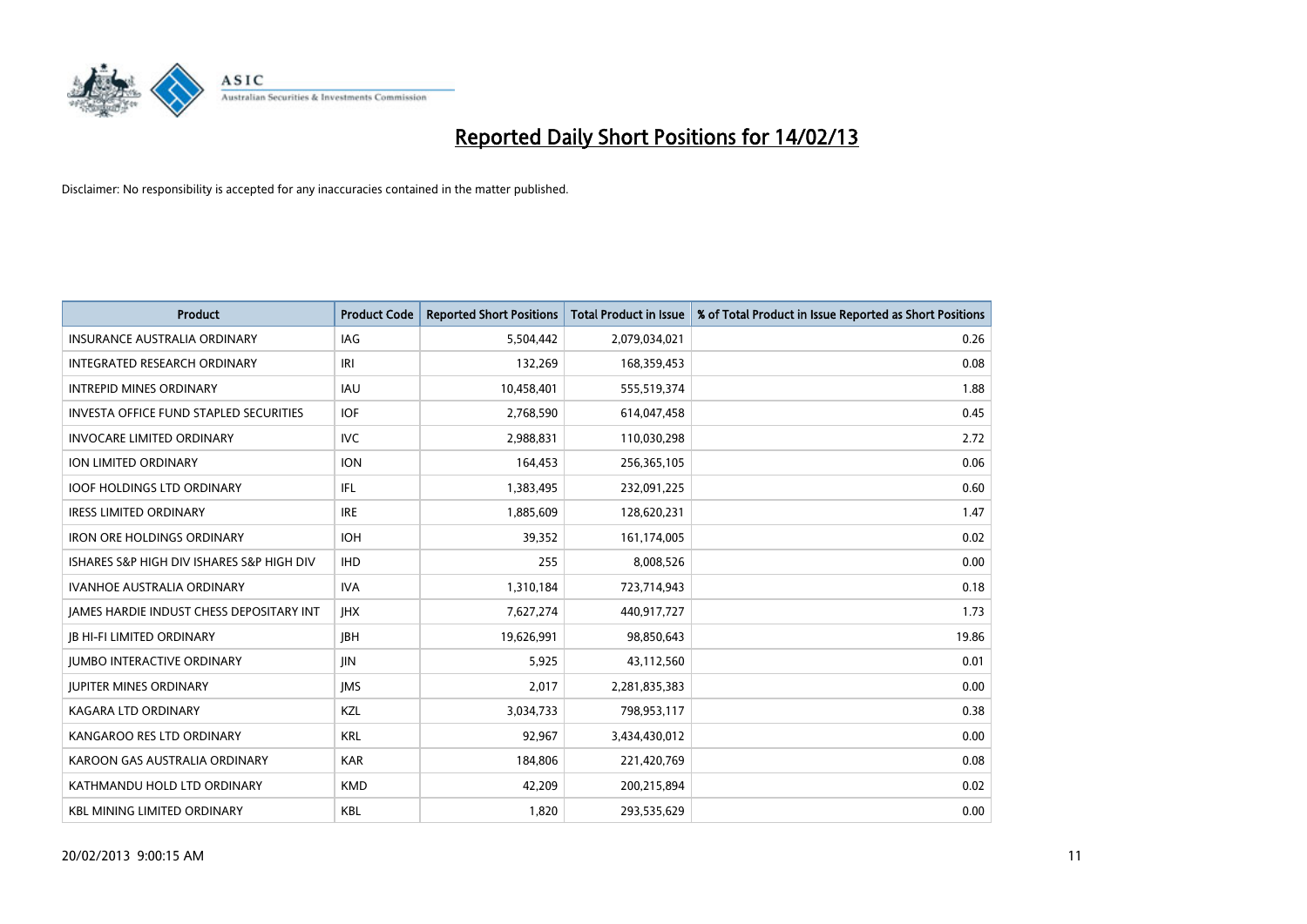# Reported Daily Short Positions for 14/02/13

Disclaimer: No responsibility is accepted for any inaccuracies contained in the matter published.

| Product | Product Code | Reported Short Positions | Total Product in Issue | % of Total Product in Issue Reported as Short Positions |
|---|---|---|---|---|
| INSURANCE AUSTRALIA ORDINARY | IAG | 5,504,442 | 2,079,034,021 | 0.26 |
| INTEGRATED RESEARCH ORDINARY | IRI | 132,269 | 168,359,453 | 0.08 |
| INTREPID MINES ORDINARY | IAU | 10,458,401 | 555,519,374 | 1.88 |
| INVESTA OFFICE FUND STAPLED SECURITIES | IOF | 2,768,590 | 614,047,458 | 0.45 |
| INVOCARE LIMITED ORDINARY | IVC | 2,988,831 | 110,030,298 | 2.72 |
| ION LIMITED ORDINARY | ION | 164,453 | 256,365,105 | 0.06 |
| IOOF HOLDINGS LTD ORDINARY | IFL | 1,383,495 | 232,091,225 | 0.60 |
| IRESS LIMITED ORDINARY | IRE | 1,885,609 | 128,620,231 | 1.47 |
| IRON ORE HOLDINGS ORDINARY | IOH | 39,352 | 161,174,005 | 0.02 |
| ISHARES S&P HIGH DIV ISHARES S&P HIGH DIV | IHD | 255 | 8,008,526 | 0.00 |
| IVANHOE AUSTRALIA ORDINARY | IVA | 1,310,184 | 723,714,943 | 0.18 |
| JAMES HARDIE INDUST CHESS DEPOSITARY INT | JHX | 7,627,274 | 440,917,727 | 1.73 |
| JB HI-FI LIMITED ORDINARY | JBH | 19,626,991 | 98,850,643 | 19.86 |
| JUMBO INTERACTIVE ORDINARY | JIN | 5,925 | 43,112,560 | 0.01 |
| JUPITER MINES ORDINARY | JMS | 2,017 | 2,281,835,383 | 0.00 |
| KAGARA LTD ORDINARY | KZL | 3,034,733 | 798,953,117 | 0.38 |
| KANGAROO RES LTD ORDINARY | KRL | 92,967 | 3,434,430,012 | 0.00 |
| KAROON GAS AUSTRALIA ORDINARY | KAR | 184,806 | 221,420,769 | 0.08 |
| KATHMANDU HOLD LTD ORDINARY | KMD | 42,209 | 200,215,894 | 0.02 |
| KBL MINING LIMITED ORDINARY | KBL | 1,820 | 293,535,629 | 0.00 |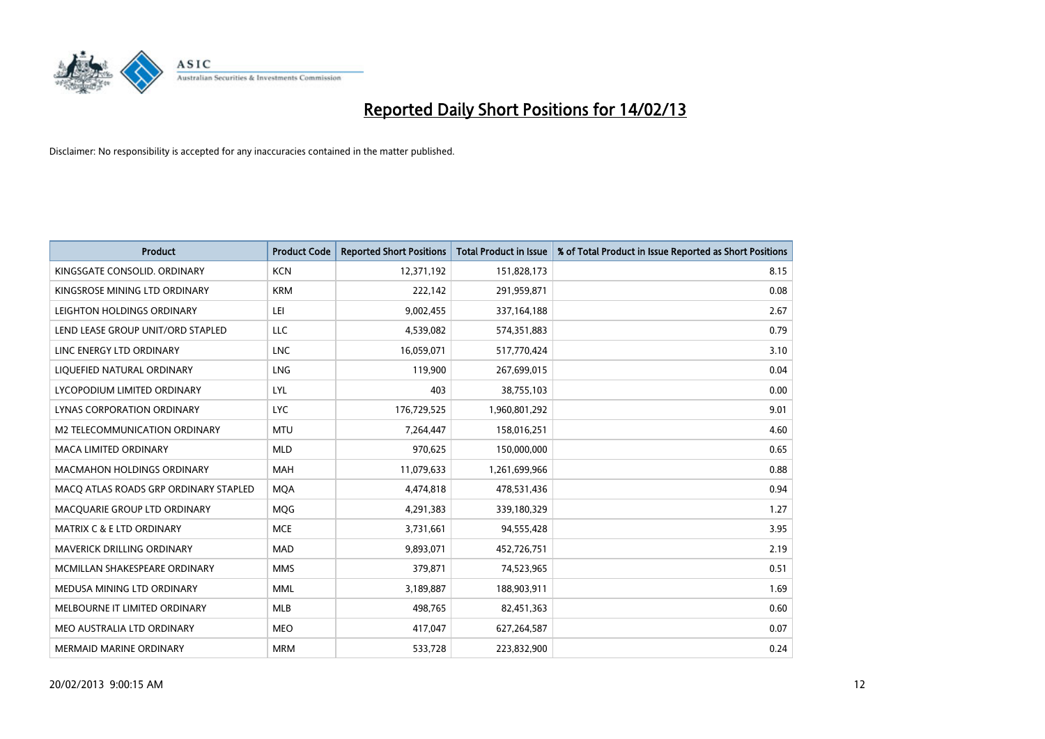# Reported Daily Short Positions for 14/02/13

Disclaimer: No responsibility is accepted for any inaccuracies contained in the matter published.

| Product | Product Code | Reported Short Positions | Total Product in Issue | % of Total Product in Issue Reported as Short Positions |
|---|---|---|---|---|
| KINGSGATE CONSOLID. ORDINARY | KCN | 12,371,192 | 151,828,173 | 8.15 |
| KINGSROSE MINING LTD ORDINARY | KRM | 222,142 | 291,959,871 | 0.08 |
| LEIGHTON HOLDINGS ORDINARY | LEI | 9,002,455 | 337,164,188 | 2.67 |
| LEND LEASE GROUP UNIT/ORD STAPLED | LLC | 4,539,082 | 574,351,883 | 0.79 |
| LINC ENERGY LTD ORDINARY | LNC | 16,059,071 | 517,770,424 | 3.10 |
| LIQUEFIED NATURAL ORDINARY | LNG | 119,900 | 267,699,015 | 0.04 |
| LYCOPODIUM LIMITED ORDINARY | LYL | 403 | 38,755,103 | 0.00 |
| LYNAS CORPORATION ORDINARY | LYC | 176,729,525 | 1,960,801,292 | 9.01 |
| M2 TELECOMMUNICATION ORDINARY | MTU | 7,264,447 | 158,016,251 | 4.60 |
| MACA LIMITED ORDINARY | MLD | 970,625 | 150,000,000 | 0.65 |
| MACMAHON HOLDINGS ORDINARY | MAH | 11,079,633 | 1,261,699,966 | 0.88 |
| MACQ ATLAS ROADS GRP ORDINARY STAPLED | MQA | 4,474,818 | 478,531,436 | 0.94 |
| MACQUARIE GROUP LTD ORDINARY | MQG | 4,291,383 | 339,180,329 | 1.27 |
| MATRIX C & E LTD ORDINARY | MCE | 3,731,661 | 94,555,428 | 3.95 |
| MAVERICK DRILLING ORDINARY | MAD | 9,893,071 | 452,726,751 | 2.19 |
| MCMILLAN SHAKESPEARE ORDINARY | MMS | 379,871 | 74,523,965 | 0.51 |
| MEDUSA MINING LTD ORDINARY | MML | 3,189,887 | 188,903,911 | 1.69 |
| MELBOURNE IT LIMITED ORDINARY | MLB | 498,765 | 82,451,363 | 0.60 |
| MEO AUSTRALIA LTD ORDINARY | MEO | 417,047 | 627,264,587 | 0.07 |
| MERMAID MARINE ORDINARY | MRM | 533,728 | 223,832,900 | 0.24 |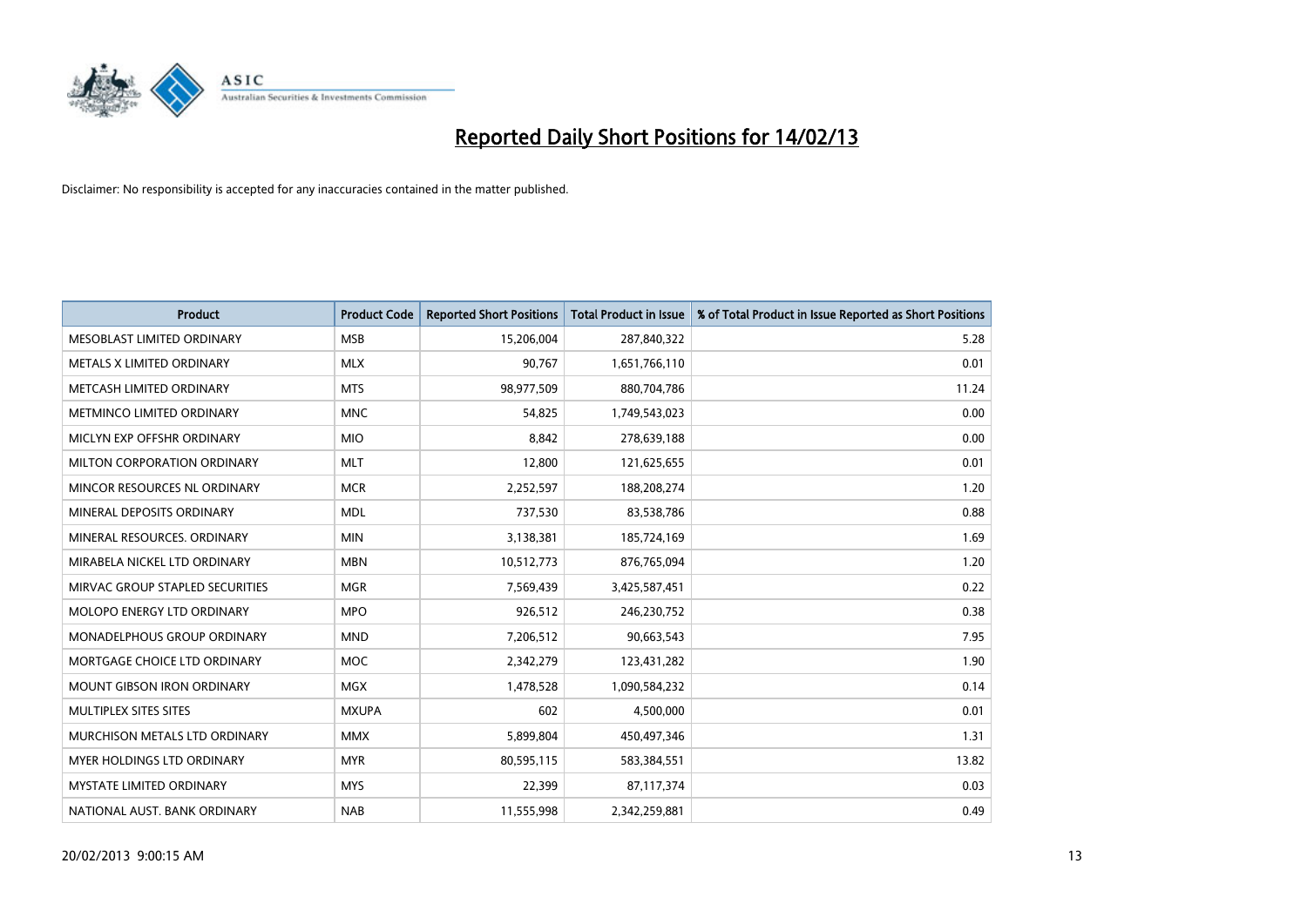# Reported Daily Short Positions for 14/02/13

Disclaimer: No responsibility is accepted for any inaccuracies contained in the matter published.

| Product | Product Code | Reported Short Positions | Total Product in Issue | % of Total Product in Issue Reported as Short Positions |
|---|---|---|---|---|
| MESOBLAST LIMITED ORDINARY | MSB | 15,206,004 | 287,840,322 | 5.28 |
| METALS X LIMITED ORDINARY | MLX | 90,767 | 1,651,766,110 | 0.01 |
| METCASH LIMITED ORDINARY | MTS | 98,977,509 | 880,704,786 | 11.24 |
| METMINCO LIMITED ORDINARY | MNC | 54,825 | 1,749,543,023 | 0.00 |
| MICLYN EXP OFFSHR ORDINARY | MIO | 8,842 | 278,639,188 | 0.00 |
| MILTON CORPORATION ORDINARY | MLT | 12,800 | 121,625,655 | 0.01 |
| MINCOR RESOURCES NL ORDINARY | MCR | 2,252,597 | 188,208,274 | 1.20 |
| MINERAL DEPOSITS ORDINARY | MDL | 737,530 | 83,538,786 | 0.88 |
| MINERAL RESOURCES. ORDINARY | MIN | 3,138,381 | 185,724,169 | 1.69 |
| MIRABELA NICKEL LTD ORDINARY | MBN | 10,512,773 | 876,765,094 | 1.20 |
| MIRVAC GROUP STAPLED SECURITIES | MGR | 7,569,439 | 3,425,587,451 | 0.22 |
| MOLOPO ENERGY LTD ORDINARY | MPO | 926,512 | 246,230,752 | 0.38 |
| MONADELPHOUS GROUP ORDINARY | MND | 7,206,512 | 90,663,543 | 7.95 |
| MORTGAGE CHOICE LTD ORDINARY | MOC | 2,342,279 | 123,431,282 | 1.90 |
| MOUNT GIBSON IRON ORDINARY | MGX | 1,478,528 | 1,090,584,232 | 0.14 |
| MULTIPLEX SITES SITES | MXUPA | 602 | 4,500,000 | 0.01 |
| MURCHISON METALS LTD ORDINARY | MMX | 5,899,804 | 450,497,346 | 1.31 |
| MYER HOLDINGS LTD ORDINARY | MYR | 80,595,115 | 583,384,551 | 13.82 |
| MYSTATE LIMITED ORDINARY | MYS | 22,399 | 87,117,374 | 0.03 |
| NATIONAL AUST. BANK ORDINARY | NAB | 11,555,998 | 2,342,259,881 | 0.49 |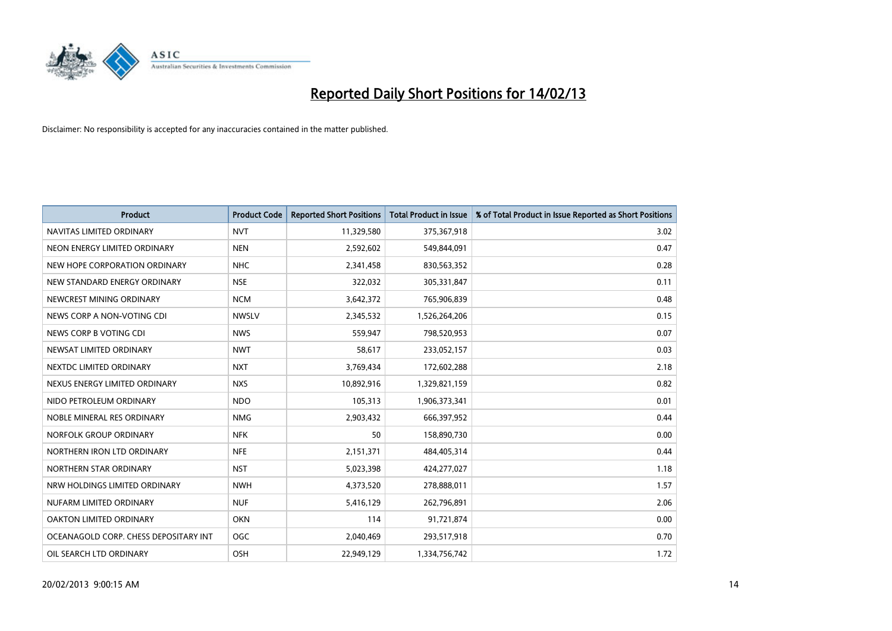# Reported Daily Short Positions for 14/02/13

Disclaimer: No responsibility is accepted for any inaccuracies contained in the matter published.

| Product | Product Code | Reported Short Positions | Total Product in Issue | % of Total Product in Issue Reported as Short Positions |
|---|---|---|---|---|
| NAVITAS LIMITED ORDINARY | NVT | 11,329,580 | 375,367,918 | 3.02 |
| NEON ENERGY LIMITED ORDINARY | NEN | 2,592,602 | 549,844,091 | 0.47 |
| NEW HOPE CORPORATION ORDINARY | NHC | 2,341,458 | 830,563,352 | 0.28 |
| NEW STANDARD ENERGY ORDINARY | NSE | 322,032 | 305,331,847 | 0.11 |
| NEWCREST MINING ORDINARY | NCM | 3,642,372 | 765,906,839 | 0.48 |
| NEWS CORP A NON-VOTING CDI | NWSLV | 2,345,532 | 1,526,264,206 | 0.15 |
| NEWS CORP B VOTING CDI | NWS | 559,947 | 798,520,953 | 0.07 |
| NEWSAT LIMITED ORDINARY | NWT | 58,617 | 233,052,157 | 0.03 |
| NEXTDC LIMITED ORDINARY | NXT | 3,769,434 | 172,602,288 | 2.18 |
| NEXUS ENERGY LIMITED ORDINARY | NXS | 10,892,916 | 1,329,821,159 | 0.82 |
| NIDO PETROLEUM ORDINARY | NDO | 105,313 | 1,906,373,341 | 0.01 |
| NOBLE MINERAL RES ORDINARY | NMG | 2,903,432 | 666,397,952 | 0.44 |
| NORFOLK GROUP ORDINARY | NFK | 50 | 158,890,730 | 0.00 |
| NORTHERN IRON LTD ORDINARY | NFE | 2,151,371 | 484,405,314 | 0.44 |
| NORTHERN STAR ORDINARY | NST | 5,023,398 | 424,277,027 | 1.18 |
| NRW HOLDINGS LIMITED ORDINARY | NWH | 4,373,520 | 278,888,011 | 1.57 |
| NUFARM LIMITED ORDINARY | NUF | 5,416,129 | 262,796,891 | 2.06 |
| OAKTON LIMITED ORDINARY | OKN | 114 | 91,721,874 | 0.00 |
| OCEANAGOLD CORP. CHESS DEPOSITARY INT | OGC | 2,040,469 | 293,517,918 | 0.70 |
| OIL SEARCH LTD ORDINARY | OSH | 22,949,129 | 1,334,756,742 | 1.72 |

20/02/2013 9:00:15 AM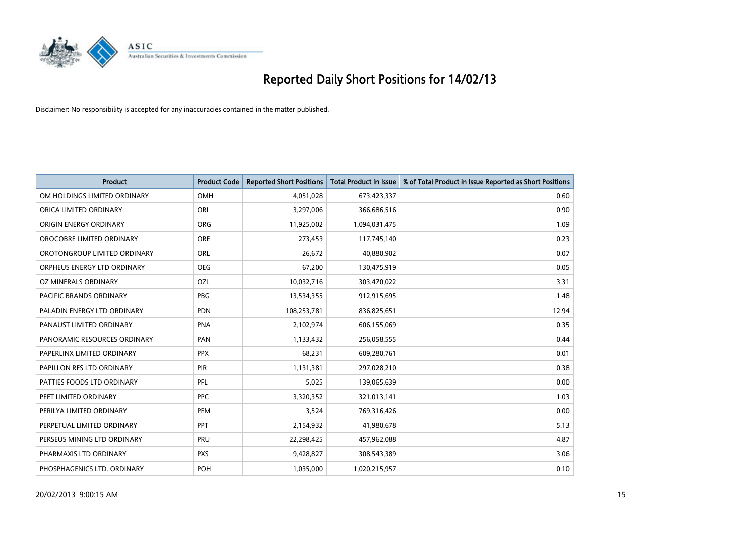# Reported Daily Short Positions for 14/02/13

Disclaimer: No responsibility is accepted for any inaccuracies contained in the matter published.

| Product | Product Code | Reported Short Positions | Total Product in Issue | % of Total Product in Issue Reported as Short Positions |
|---|---|---|---|---|
| OM HOLDINGS LIMITED ORDINARY | OMH | 4,051,028 | 673,423,337 | 0.60 |
| ORICA LIMITED ORDINARY | ORI | 3,297,006 | 366,686,516 | 0.90 |
| ORIGIN ENERGY ORDINARY | ORG | 11,925,002 | 1,094,031,475 | 1.09 |
| OROCOBRE LIMITED ORDINARY | ORE | 273,453 | 117,745,140 | 0.23 |
| OROTONGROUP LIMITED ORDINARY | ORL | 26,672 | 40,880,902 | 0.07 |
| ORPHEUS ENERGY LTD ORDINARY | OEG | 67,200 | 130,475,919 | 0.05 |
| OZ MINERALS ORDINARY | OZL | 10,032,716 | 303,470,022 | 3.31 |
| PACIFIC BRANDS ORDINARY | PBG | 13,534,355 | 912,915,695 | 1.48 |
| PALADIN ENERGY LTD ORDINARY | PDN | 108,253,781 | 836,825,651 | 12.94 |
| PANAUST LIMITED ORDINARY | PNA | 2,102,974 | 606,155,069 | 0.35 |
| PANORAMIC RESOURCES ORDINARY | PAN | 1,133,432 | 256,058,555 | 0.44 |
| PAPERLINX LIMITED ORDINARY | PPX | 68,231 | 609,280,761 | 0.01 |
| PAPILLON RES LTD ORDINARY | PIR | 1,131,381 | 297,028,210 | 0.38 |
| PATTIES FOODS LTD ORDINARY | PFL | 5,025 | 139,065,639 | 0.00 |
| PEET LIMITED ORDINARY | PPC | 3,320,352 | 321,013,141 | 1.03 |
| PERILYA LIMITED ORDINARY | PEM | 3,524 | 769,316,426 | 0.00 |
| PERPETUAL LIMITED ORDINARY | PPT | 2,154,932 | 41,980,678 | 5.13 |
| PERSEUS MINING LTD ORDINARY | PRU | 22,298,425 | 457,962,088 | 4.87 |
| PHARMAXIS LTD ORDINARY | PXS | 9,428,827 | 308,543,389 | 3.06 |
| PHOSPHAGENICS LTD. ORDINARY | POH | 1,035,000 | 1,020,215,957 | 0.10 |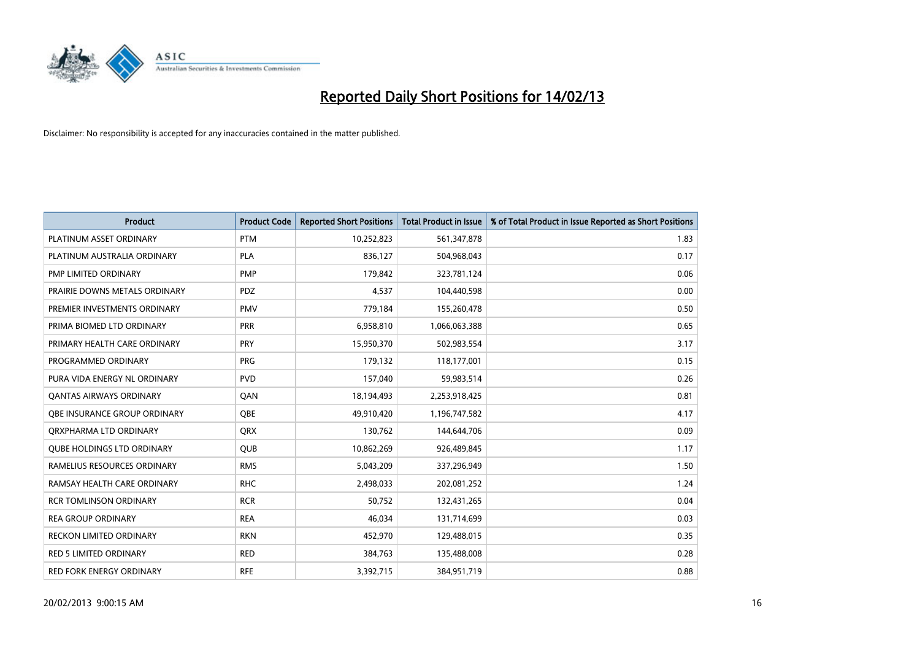# Reported Daily Short Positions for 14/02/13

Disclaimer: No responsibility is accepted for any inaccuracies contained in the matter published.

| Product | Product Code | Reported Short Positions | Total Product in Issue | % of Total Product in Issue Reported as Short Positions |
|---|---|---|---|---|
| PLATINUM ASSET ORDINARY | PTM | 10,252,823 | 561,347,878 | 1.83 |
| PLATINUM AUSTRALIA ORDINARY | PLA | 836,127 | 504,968,043 | 0.17 |
| PMP LIMITED ORDINARY | PMP | 179,842 | 323,781,124 | 0.06 |
| PRAIRIE DOWNS METALS ORDINARY | PDZ | 4,537 | 104,440,598 | 0.00 |
| PREMIER INVESTMENTS ORDINARY | PMV | 779,184 | 155,260,478 | 0.50 |
| PRIMA BIOMED LTD ORDINARY | PRR | 6,958,810 | 1,066,063,388 | 0.65 |
| PRIMARY HEALTH CARE ORDINARY | PRY | 15,950,370 | 502,983,554 | 3.17 |
| PROGRAMMED ORDINARY | PRG | 179,132 | 118,177,001 | 0.15 |
| PURA VIDA ENERGY NL ORDINARY | PVD | 157,040 | 59,983,514 | 0.26 |
| QANTAS AIRWAYS ORDINARY | QAN | 18,194,493 | 2,253,918,425 | 0.81 |
| QBE INSURANCE GROUP ORDINARY | QBE | 49,910,420 | 1,196,747,582 | 4.17 |
| QRXPHARMA LTD ORDINARY | QRX | 130,762 | 144,644,706 | 0.09 |
| QUBE HOLDINGS LTD ORDINARY | QUB | 10,862,269 | 926,489,845 | 1.17 |
| RAMELIUS RESOURCES ORDINARY | RMS | 5,043,209 | 337,296,949 | 1.50 |
| RAMSAY HEALTH CARE ORDINARY | RHC | 2,498,033 | 202,081,252 | 1.24 |
| RCR TOMLINSON ORDINARY | RCR | 50,752 | 132,431,265 | 0.04 |
| REA GROUP ORDINARY | REA | 46,034 | 131,714,699 | 0.03 |
| RECKON LIMITED ORDINARY | RKN | 452,970 | 129,488,015 | 0.35 |
| RED 5 LIMITED ORDINARY | RED | 384,763 | 135,488,008 | 0.28 |
| RED FORK ENERGY ORDINARY | RFE | 3,392,715 | 384,951,719 | 0.88 |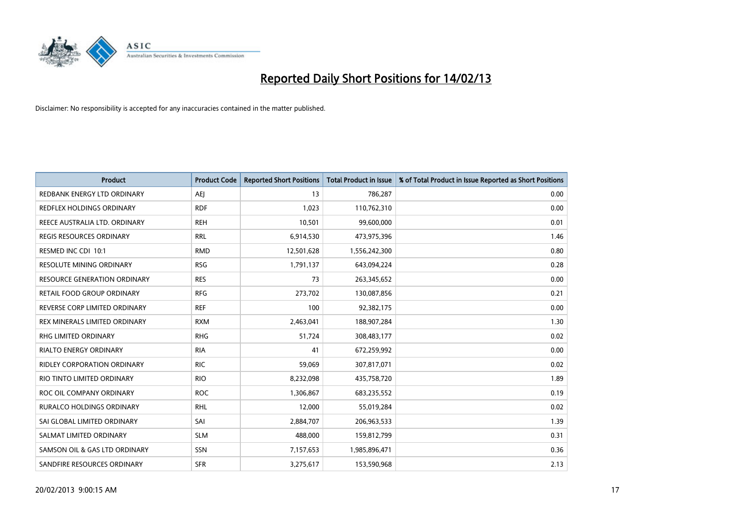# Reported Daily Short Positions for 14/02/13

Disclaimer: No responsibility is accepted for any inaccuracies contained in the matter published.

| Product | Product Code | Reported Short Positions | Total Product in Issue | % of Total Product in Issue Reported as Short Positions |
|---|---|---|---|---|
| REDBANK ENERGY LTD ORDINARY | AEJ | 13 | 786,287 | 0.00 |
| REDFLEX HOLDINGS ORDINARY | RDF | 1,023 | 110,762,310 | 0.00 |
| REECE AUSTRALIA LTD. ORDINARY | REH | 10,501 | 99,600,000 | 0.01 |
| REGIS RESOURCES ORDINARY | RRL | 6,914,530 | 473,975,396 | 1.46 |
| RESMED INC CDI 10:1 | RMD | 12,501,628 | 1,556,242,300 | 0.80 |
| RESOLUTE MINING ORDINARY | RSG | 1,791,137 | 643,094,224 | 0.28 |
| RESOURCE GENERATION ORDINARY | RES | 73 | 263,345,652 | 0.00 |
| RETAIL FOOD GROUP ORDINARY | RFG | 273,702 | 130,087,856 | 0.21 |
| REVERSE CORP LIMITED ORDINARY | REF | 100 | 92,382,175 | 0.00 |
| REX MINERALS LIMITED ORDINARY | RXM | 2,463,041 | 188,907,284 | 1.30 |
| RHG LIMITED ORDINARY | RHG | 51,724 | 308,483,177 | 0.02 |
| RIALTO ENERGY ORDINARY | RIA | 41 | 672,259,992 | 0.00 |
| RIDLEY CORPORATION ORDINARY | RIC | 59,069 | 307,817,071 | 0.02 |
| RIO TINTO LIMITED ORDINARY | RIO | 8,232,098 | 435,758,720 | 1.89 |
| ROC OIL COMPANY ORDINARY | ROC | 1,306,867 | 683,235,552 | 0.19 |
| RURALCO HOLDINGS ORDINARY | RHL | 12,000 | 55,019,284 | 0.02 |
| SAI GLOBAL LIMITED ORDINARY | SAI | 2,884,707 | 206,963,533 | 1.39 |
| SALMAT LIMITED ORDINARY | SLM | 488,000 | 159,812,799 | 0.31 |
| SAMSON OIL & GAS LTD ORDINARY | SSN | 7,157,653 | 1,985,896,471 | 0.36 |
| SANDFIRE RESOURCES ORDINARY | SFR | 3,275,617 | 153,590,968 | 2.13 |

20/02/2013 9:00:15 AM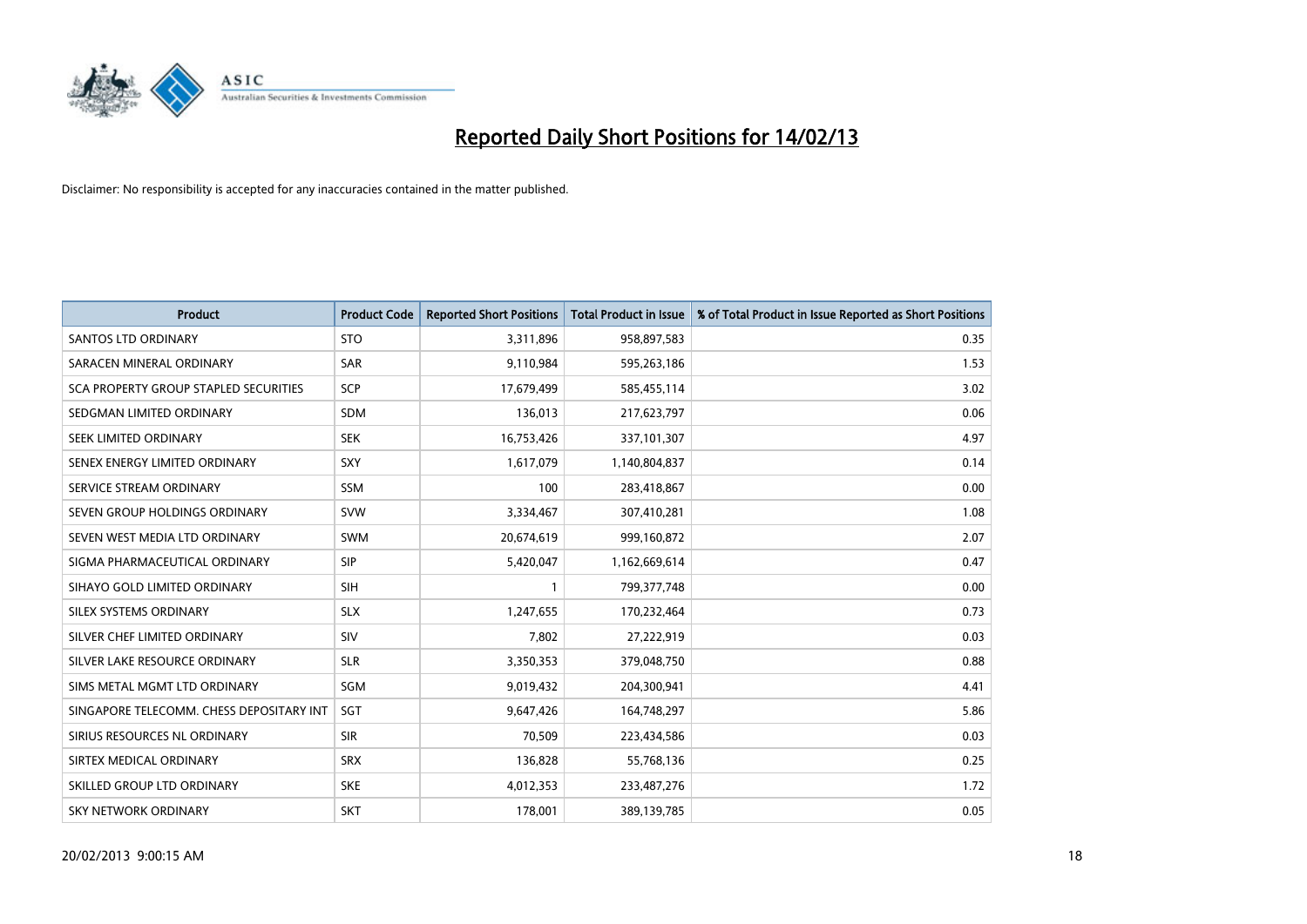# Reported Daily Short Positions for 14/02/13

Disclaimer: No responsibility is accepted for any inaccuracies contained in the matter published.

| Product | Product Code | Reported Short Positions | Total Product in Issue | % of Total Product in Issue Reported as Short Positions |
|---|---|---|---|---|
| SANTOS LTD ORDINARY | STO | 3,311,896 | 958,897,583 | 0.35 |
| SARACEN MINERAL ORDINARY | SAR | 9,110,984 | 595,263,186 | 1.53 |
| SCA PROPERTY GROUP STAPLED SECURITIES | SCP | 17,679,499 | 585,455,114 | 3.02 |
| SEDGMAN LIMITED ORDINARY | SDM | 136,013 | 217,623,797 | 0.06 |
| SEEK LIMITED ORDINARY | SEK | 16,753,426 | 337,101,307 | 4.97 |
| SENEX ENERGY LIMITED ORDINARY | SXY | 1,617,079 | 1,140,804,837 | 0.14 |
| SERVICE STREAM ORDINARY | SSM | 100 | 283,418,867 | 0.00 |
| SEVEN GROUP HOLDINGS ORDINARY | SVW | 3,334,467 | 307,410,281 | 1.08 |
| SEVEN WEST MEDIA LTD ORDINARY | SWM | 20,674,619 | 999,160,872 | 2.07 |
| SIGMA PHARMACEUTICAL ORDINARY | SIP | 5,420,047 | 1,162,669,614 | 0.47 |
| SIHAYO GOLD LIMITED ORDINARY | SIH | 1 | 799,377,748 | 0.00 |
| SILEX SYSTEMS ORDINARY | SLX | 1,247,655 | 170,232,464 | 0.73 |
| SILVER CHEF LIMITED ORDINARY | SIV | 7,802 | 27,222,919 | 0.03 |
| SILVER LAKE RESOURCE ORDINARY | SLR | 3,350,353 | 379,048,750 | 0.88 |
| SIMS METAL MGMT LTD ORDINARY | SGM | 9,019,432 | 204,300,941 | 4.41 |
| SINGAPORE TELECOMM. CHESS DEPOSITARY INT | SGT | 9,647,426 | 164,748,297 | 5.86 |
| SIRIUS RESOURCES NL ORDINARY | SIR | 70,509 | 223,434,586 | 0.03 |
| SIRTEX MEDICAL ORDINARY | SRX | 136,828 | 55,768,136 | 0.25 |
| SKILLED GROUP LTD ORDINARY | SKE | 4,012,353 | 233,487,276 | 1.72 |
| SKY NETWORK ORDINARY | SKT | 178,001 | 389,139,785 | 0.05 |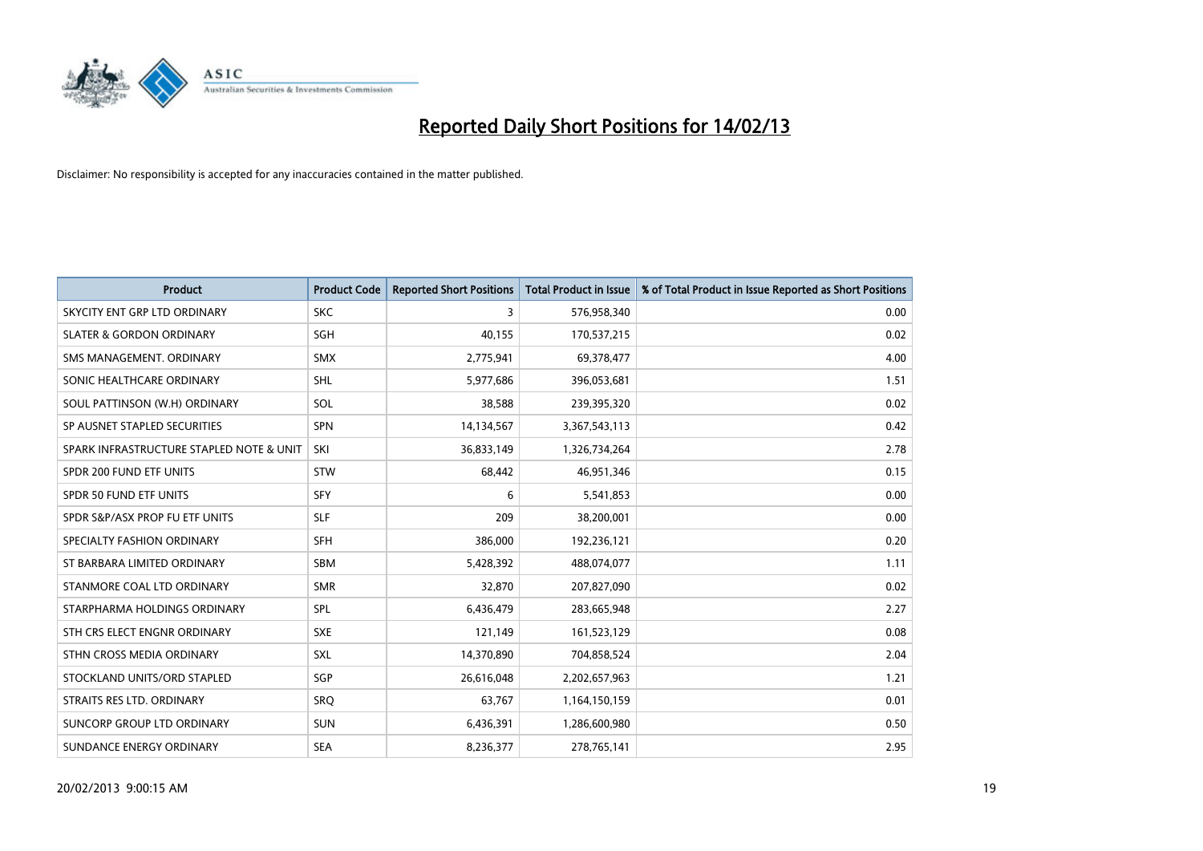# Reported Daily Short Positions for 14/02/13

Disclaimer: No responsibility is accepted for any inaccuracies contained in the matter published.

| Product | Product Code | Reported Short Positions | Total Product in Issue | % of Total Product in Issue Reported as Short Positions |
|---|---|---|---|---|
| SKYCITY ENT GRP LTD ORDINARY | SKC | 3 | 576,958,340 | 0.00 |
| SLATER & GORDON ORDINARY | SGH | 40,155 | 170,537,215 | 0.02 |
| SMS MANAGEMENT. ORDINARY | SMX | 2,775,941 | 69,378,477 | 4.00 |
| SONIC HEALTHCARE ORDINARY | SHL | 5,977,686 | 396,053,681 | 1.51 |
| SOUL PATTINSON (W.H) ORDINARY | SOL | 38,588 | 239,395,320 | 0.02 |
| SP AUSNET STAPLED SECURITIES | SPN | 14,134,567 | 3,367,543,113 | 0.42 |
| SPARK INFRASTRUCTURE STAPLED NOTE & UNIT | SKI | 36,833,149 | 1,326,734,264 | 2.78 |
| SPDR 200 FUND ETF UNITS | STW | 68,442 | 46,951,346 | 0.15 |
| SPDR 50 FUND ETF UNITS | SFY | 6 | 5,541,853 | 0.00 |
| SPDR S&P/ASX PROP FU ETF UNITS | SLF | 209 | 38,200,001 | 0.00 |
| SPECIALTY FASHION ORDINARY | SFH | 386,000 | 192,236,121 | 0.20 |
| ST BARBARA LIMITED ORDINARY | SBM | 5,428,392 | 488,074,077 | 1.11 |
| STANMORE COAL LTD ORDINARY | SMR | 32,870 | 207,827,090 | 0.02 |
| STARPHARMA HOLDINGS ORDINARY | SPL | 6,436,479 | 283,665,948 | 2.27 |
| STH CRS ELECT ENGNR ORDINARY | SXE | 121,149 | 161,523,129 | 0.08 |
| STHN CROSS MEDIA ORDINARY | SXL | 14,370,890 | 704,858,524 | 2.04 |
| STOCKLAND UNITS/ORD STAPLED | SGP | 26,616,048 | 2,202,657,963 | 1.21 |
| STRAITS RES LTD. ORDINARY | SRQ | 63,767 | 1,164,150,159 | 0.01 |
| SUNCORP GROUP LTD ORDINARY | SUN | 6,436,391 | 1,286,600,980 | 0.50 |
| SUNDANCE ENERGY ORDINARY | SEA | 8,236,377 | 278,765,141 | 2.95 |

20/02/2013 9:00:15 AM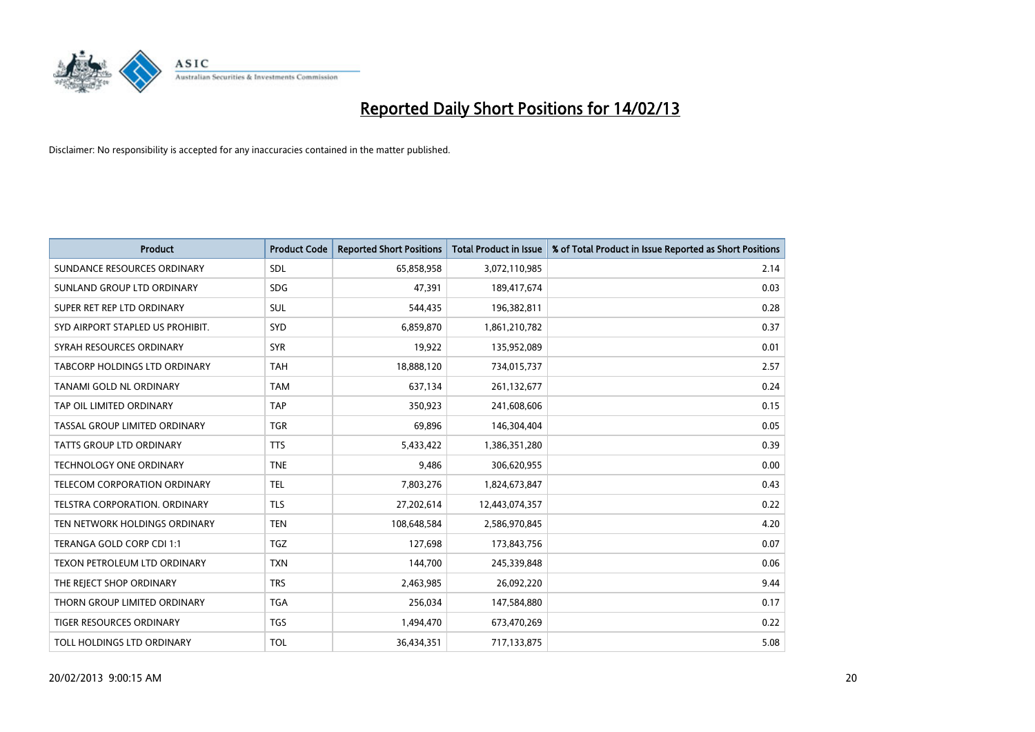# Reported Daily Short Positions for 14/02/13

Disclaimer: No responsibility is accepted for any inaccuracies contained in the matter published.

| Product | Product Code | Reported Short Positions | Total Product in Issue | % of Total Product in Issue Reported as Short Positions |
|---|---|---|---|---|
| SUNDANCE RESOURCES ORDINARY | SDL | 65,858,958 | 3,072,110,985 | 2.14 |
| SUNLAND GROUP LTD ORDINARY | SDG | 47,391 | 189,417,674 | 0.03 |
| SUPER RET REP LTD ORDINARY | SUL | 544,435 | 196,382,811 | 0.28 |
| SYD AIRPORT STAPLED US PROHIBIT. | SYD | 6,859,870 | 1,861,210,782 | 0.37 |
| SYRAH RESOURCES ORDINARY | SYR | 19,922 | 135,952,089 | 0.01 |
| TABCORP HOLDINGS LTD ORDINARY | TAH | 18,888,120 | 734,015,737 | 2.57 |
| TANAMI GOLD NL ORDINARY | TAM | 637,134 | 261,132,677 | 0.24 |
| TAP OIL LIMITED ORDINARY | TAP | 350,923 | 241,608,606 | 0.15 |
| TASSAL GROUP LIMITED ORDINARY | TGR | 69,896 | 146,304,404 | 0.05 |
| TATTS GROUP LTD ORDINARY | TTS | 5,433,422 | 1,386,351,280 | 0.39 |
| TECHNOLOGY ONE ORDINARY | TNE | 9,486 | 306,620,955 | 0.00 |
| TELECOM CORPORATION ORDINARY | TEL | 7,803,276 | 1,824,673,847 | 0.43 |
| TELSTRA CORPORATION. ORDINARY | TLS | 27,202,614 | 12,443,074,357 | 0.22 |
| TEN NETWORK HOLDINGS ORDINARY | TEN | 108,648,584 | 2,586,970,845 | 4.20 |
| TERANGA GOLD CORP CDI 1:1 | TGZ | 127,698 | 173,843,756 | 0.07 |
| TEXON PETROLEUM LTD ORDINARY | TXN | 144,700 | 245,339,848 | 0.06 |
| THE REJECT SHOP ORDINARY | TRS | 2,463,985 | 26,092,220 | 9.44 |
| THORN GROUP LIMITED ORDINARY | TGA | 256,034 | 147,584,880 | 0.17 |
| TIGER RESOURCES ORDINARY | TGS | 1,494,470 | 673,470,269 | 0.22 |
| TOLL HOLDINGS LTD ORDINARY | TOL | 36,434,351 | 717,133,875 | 5.08 |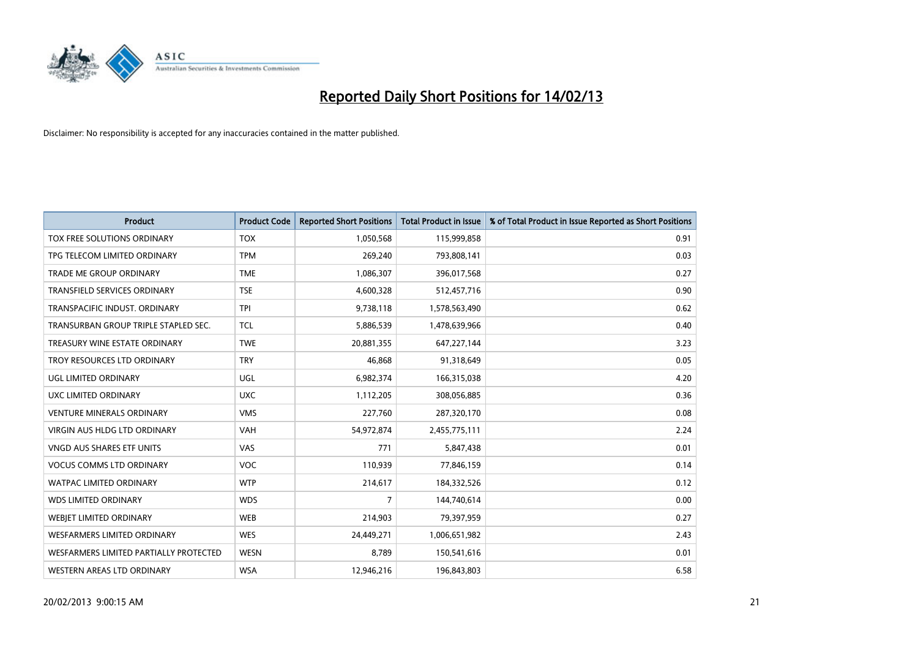# Reported Daily Short Positions for 14/02/13

Disclaimer: No responsibility is accepted for any inaccuracies contained in the matter published.

| Product | Product Code | Reported Short Positions | Total Product in Issue | % of Total Product in Issue Reported as Short Positions |
|---|---|---|---|---|
| TOX FREE SOLUTIONS ORDINARY | TOX | 1,050,568 | 115,999,858 | 0.91 |
| TPG TELECOM LIMITED ORDINARY | TPM | 269,240 | 793,808,141 | 0.03 |
| TRADE ME GROUP ORDINARY | TME | 1,086,307 | 396,017,568 | 0.27 |
| TRANSFIELD SERVICES ORDINARY | TSE | 4,600,328 | 512,457,716 | 0.90 |
| TRANSPACIFIC INDUST. ORDINARY | TPI | 9,738,118 | 1,578,563,490 | 0.62 |
| TRANSURBAN GROUP TRIPLE STAPLED SEC. | TCL | 5,886,539 | 1,478,639,966 | 0.40 |
| TREASURY WINE ESTATE ORDINARY | TWE | 20,881,355 | 647,227,144 | 3.23 |
| TROY RESOURCES LTD ORDINARY | TRY | 46,868 | 91,318,649 | 0.05 |
| UGL LIMITED ORDINARY | UGL | 6,982,374 | 166,315,038 | 4.20 |
| UXC LIMITED ORDINARY | UXC | 1,112,205 | 308,056,885 | 0.36 |
| VENTURE MINERALS ORDINARY | VMS | 227,760 | 287,320,170 | 0.08 |
| VIRGIN AUS HLDG LTD ORDINARY | VAH | 54,972,874 | 2,455,775,111 | 2.24 |
| VNGD AUS SHARES ETF UNITS | VAS | 771 | 5,847,438 | 0.01 |
| VOCUS COMMS LTD ORDINARY | VOC | 110,939 | 77,846,159 | 0.14 |
| WATPAC LIMITED ORDINARY | WTP | 214,617 | 184,332,526 | 0.12 |
| WDS LIMITED ORDINARY | WDS | 7 | 144,740,614 | 0.00 |
| WEBJET LIMITED ORDINARY | WEB | 214,903 | 79,397,959 | 0.27 |
| WESFARMERS LIMITED ORDINARY | WES | 24,449,271 | 1,006,651,982 | 2.43 |
| WESFARMERS LIMITED PARTIALLY PROTECTED | WESN | 8,789 | 150,541,616 | 0.01 |
| WESTERN AREAS LTD ORDINARY | WSA | 12,946,216 | 196,843,803 | 6.58 |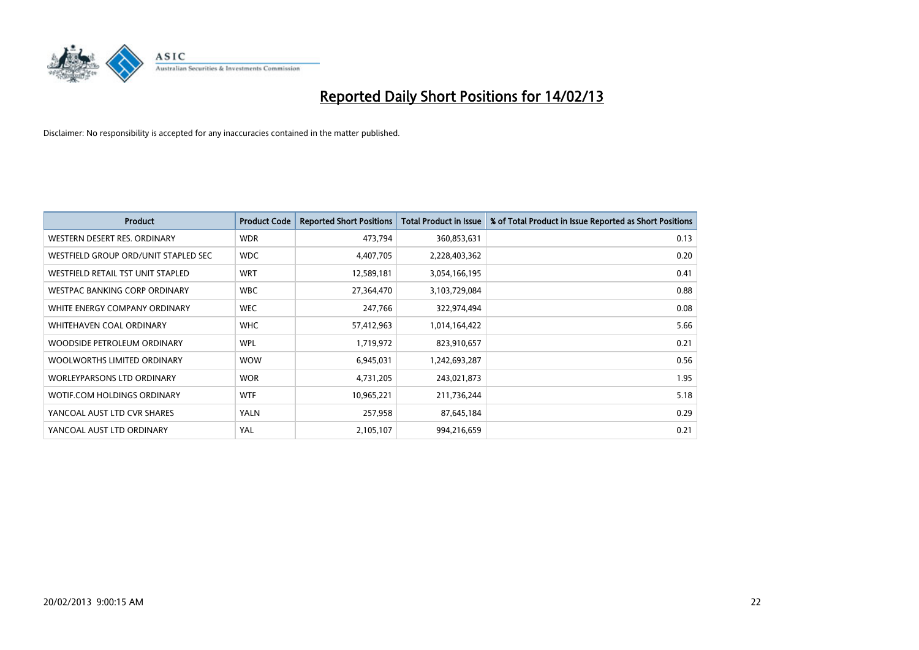# Reported Daily Short Positions for 14/02/13

Disclaimer: No responsibility is accepted for any inaccuracies contained in the matter published.

| Product | Product Code | Reported Short Positions | Total Product in Issue | % of Total Product in Issue Reported as Short Positions |
|---|---|---|---|---|
| WESTERN DESERT RES. ORDINARY | WDR | 473,794 | 360,853,631 | 0.13 |
| WESTFIELD GROUP ORD/UNIT STAPLED SEC | WDC | 4,407,705 | 2,228,403,362 | 0.20 |
| WESTFIELD RETAIL TST UNIT STAPLED | WRT | 12,589,181 | 3,054,166,195 | 0.41 |
| WESTPAC BANKING CORP ORDINARY | WBC | 27,364,470 | 3,103,729,084 | 0.88 |
| WHITE ENERGY COMPANY ORDINARY | WEC | 247,766 | 322,974,494 | 0.08 |
| WHITEHAVEN COAL ORDINARY | WHC | 57,412,963 | 1,014,164,422 | 5.66 |
| WOODSIDE PETROLEUM ORDINARY | WPL | 1,719,972 | 823,910,657 | 0.21 |
| WOOLWORTHS LIMITED ORDINARY | WOW | 6,945,031 | 1,242,693,287 | 0.56 |
| WORLEYPARSONS LTD ORDINARY | WOR | 4,731,205 | 243,021,873 | 1.95 |
| WOTIF.COM HOLDINGS ORDINARY | WTF | 10,965,221 | 211,736,244 | 5.18 |
| YANCOAL AUST LTD CVR SHARES | YALN | 257,958 | 87,645,184 | 0.29 |
| YANCOAL AUST LTD ORDINARY | YAL | 2,105,107 | 994,216,659 | 0.21 |